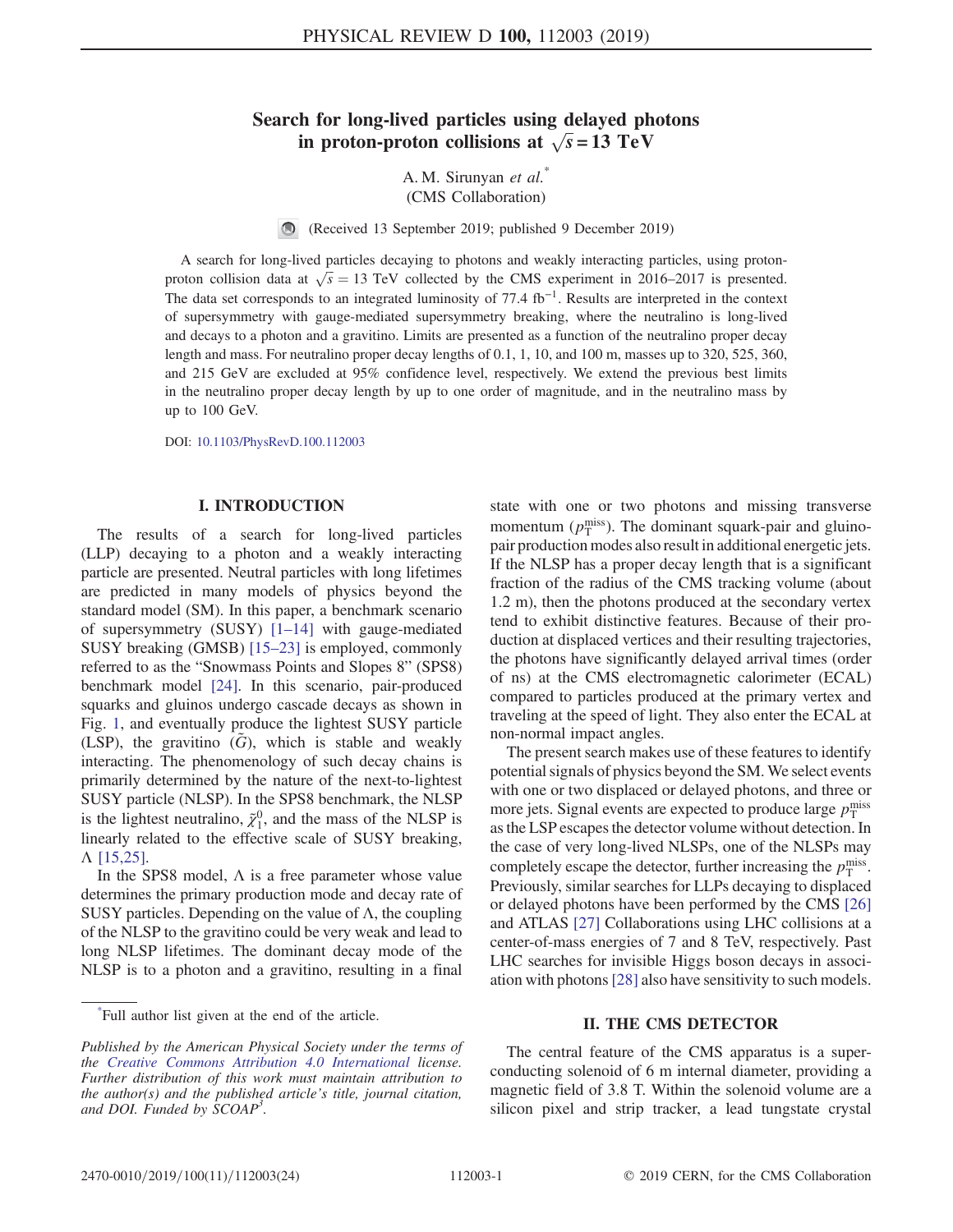# Search for long-lived particles using delayed photons in proton-proton collisions at $\sqrt{s} = 13$ TeV

A. M. Sirunyan *et al.*[*]
(CMS Collaboration)

(Received 13 September 2019; published 9 December 2019)

A search for long-lived particles decaying to photons and weakly interacting particles, using proton-proton collision data at $\sqrt{s} = 13$ TeV collected by the CMS experiment in 2016–2017 is presented. The data set corresponds to an integrated luminosity of 77.4 fb$^{-1}$. Results are interpreted in the context of supersymmetry with gauge-mediated supersymmetry breaking, where the neutralino is long-lived and decays to a photon and a gravitino. Limits are presented as a function of the neutralino proper decay length and mass. For neutralino proper decay lengths of 0.1, 1, 10, and 100 m, masses up to 320, 525, 360, and 215 GeV are excluded at 95% confidence level, respectively. We extend the previous best limits in the neutralino proper decay length by up to one order of magnitude, and in the neutralino mass by up to 100 GeV.

DOI: 10.1103/PhysRevD.100.112003

## I. INTRODUCTION

The results of a search for long-lived particles (LLP) decaying to a photon and a weakly interacting particle are presented. Neutral particles with long lifetimes are predicted in many models of physics beyond the standard model (SM). In this paper, a benchmark scenario of supersymmetry (SUSY) [1–14] with gauge-mediated SUSY breaking (GMSB) [15–23] is employed, commonly referred to as the "Snowmass Points and Slopes 8" (SPS8) benchmark model [24]. In this scenario, pair-produced squarks and gluinos undergo cascade decays as shown in Fig. 1, and eventually produce the lightest SUSY particle (LSP), the gravitino ($\tilde{G}$), which is stable and weakly interacting. The phenomenology of such decay chains is primarily determined by the nature of the next-to-lightest SUSY particle (NLSP). In the SPS8 benchmark, the NLSP is the lightest neutralino, $\tilde{\chi}_1^0$, and the mass of the NLSP is linearly related to the effective scale of SUSY breaking, $\Lambda$ [15,25].

In the SPS8 model, $\Lambda$ is a free parameter whose value determines the primary production mode and decay rate of SUSY particles. Depending on the value of $\Lambda$, the coupling of the NLSP to the gravitino could be very weak and lead to long NLSP lifetimes. The dominant decay mode of the NLSP is to a photon and a gravitino, resulting in a final state with one or two photons and missing transverse momentum ($p_T^{miss}$). The dominant squark-pair and gluino-pair production modes also result in additional energetic jets. If the NLSP has a proper decay length that is a significant fraction of the radius of the CMS tracking volume (about 1.2 m), then the photons produced at the secondary vertex tend to exhibit distinctive features. Because of their production at displaced vertices and their resulting trajectories, the photons have significantly delayed arrival times (order of ns) at the CMS electromagnetic calorimeter (ECAL) compared to particles produced at the primary vertex and traveling at the speed of light. They also enter the ECAL at non-normal impact angles.

The present search makes use of these features to identify potential signals of physics beyond the SM. We select events with one or two displaced or delayed photons, and three or more jets. Signal events are expected to produce large $p_T^{miss}$ as the LSP escapes the detector volume without detection. In the case of very long-lived NLSPs, one of the NLSPs may completely escape the detector, further increasing the $p_T^{miss}$. Previously, similar searches for LLPs decaying to displaced or delayed photons have been performed by the CMS [26] and ATLAS [27] Collaborations using LHC collisions at a center-of-mass energies of 7 and 8 TeV, respectively. Past LHC searches for invisible Higgs boson decays in association with photons [28] also have sensitivity to such models.

## II. THE CMS DETECTOR

The central feature of the CMS apparatus is a superconducting solenoid of 6 m internal diameter, providing a magnetic field of 3.8 T. Within the solenoid volume are a silicon pixel and strip tracker, a lead tungstate crystal

---

[*]Full author list given at the end of the article.

*Published by the American Physical Society under the terms of the Creative Commons Attribution 4.0 International license. Further distribution of this work must maintain attribution to the author(s) and the published article's title, journal citation, and DOI. Funded by SCOAP³.*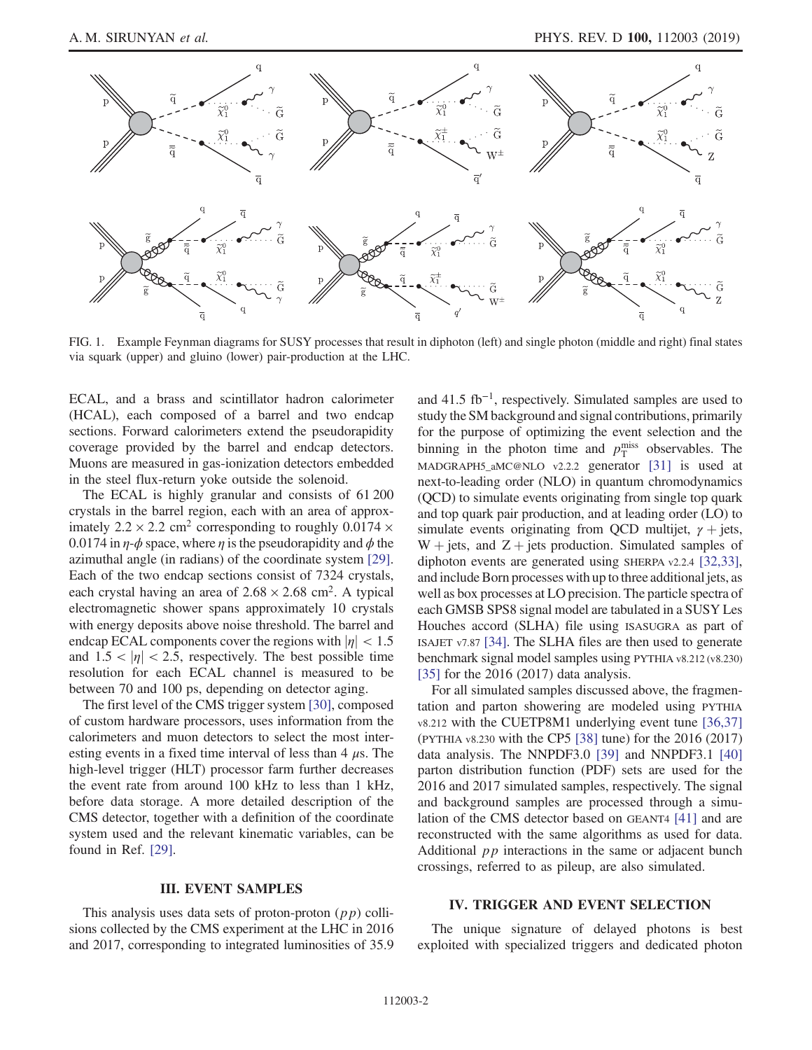FIG. 1. Example Feynman diagrams for SUSY processes that result in diphoton (left) and single photon (middle and right) final states via squark (upper) and gluino (lower) pair-production at the LHC.

ECAL, and a brass and scintillator hadron calorimeter (HCAL), each composed of a barrel and two endcap sections. Forward calorimeters extend the pseudorapidity coverage provided by the barrel and endcap detectors. Muons are measured in gas-ionization detectors embedded in the steel flux-return yoke outside the solenoid.

The ECAL is highly granular and consists of 61 200 crystals in the barrel region, each with an area of approximately $2.2 \times 2.2$ cm$^2$ corresponding to roughly $0.0174 \times 0.0174$ in $\eta$-$\phi$ space, where $\eta$ is the pseudorapidity and $\phi$ the azimuthal angle (in radians) of the coordinate system [29]. Each of the two endcap sections consist of 7324 crystals, each crystal having an area of $2.68 \times 2.68$ cm$^2$. A typical electromagnetic shower spans approximately 10 crystals with energy deposits above noise threshold. The barrel and endcap ECAL components cover the regions with $|\eta| < 1.5$ and $1.5 < |\eta| < 2.5$, respectively. The best possible time resolution for each ECAL channel is measured to be between 70 and 100 ps, depending on detector aging.

The first level of the CMS trigger system [30], composed of custom hardware processors, uses information from the calorimeters and muon detectors to select the most interesting events in a fixed time interval of less than 4 $\mu$s. The high-level trigger (HLT) processor farm further decreases the event rate from around 100 kHz to less than 1 kHz, before data storage. A more detailed description of the CMS detector, together with a definition of the coordinate system used and the relevant kinematic variables, can be found in Ref. [29].

## III. EVENT SAMPLES

This analysis uses data sets of proton-proton ($pp$) collisions collected by the CMS experiment at the LHC in 2016 and 2017, corresponding to integrated luminosities of 35.9 and 41.5 fb$^{-1}$, respectively. Simulated samples are used to study the SM background and signal contributions, primarily for the purpose of optimizing the event selection and the binning in the photon time and $p_{\mathrm{T}}^{\mathrm{miss}}$ observables. The MADGRAPH5_aMC@NLO v2.2.2 generator [31] is used at next-to-leading order (NLO) in quantum chromodynamics (QCD) to simulate events originating from single top quark and top quark pair production, and at leading order (LO) to simulate events originating from QCD multijet, $\gamma$ + jets, W + jets, and Z + jets production. Simulated samples of diphoton events are generated using SHERPA v2.2.4 [32,33], and include Born processes with up to three additional jets, as well as box processes at LO precision. The particle spectra of each GMSB SPS8 signal model are tabulated in a SUSY Les Houches accord (SLHA) file using ISASUGRA as part of ISAJET v7.87 [34]. The SLHA files are then used to generate benchmark signal model samples using PYTHIA v8.212 (v8.230) [35] for the 2016 (2017) data analysis.

For all simulated samples discussed above, the fragmentation and parton showering are modeled using PYTHIA v8.212 with the CUETP8M1 underlying event tune [36,37] (PYTHIA v8.230 with the CP5 [38] tune) for the 2016 (2017) data analysis. The NNPDF3.0 [39] and NNPDF3.1 [40] parton distribution function (PDF) sets are used for the 2016 and 2017 simulated samples, respectively. The signal and background samples are processed through a simulation of the CMS detector based on GEANT4 [41] and are reconstructed with the same algorithms as used for data. Additional $pp$ interactions in the same or adjacent bunch crossings, referred to as pileup, are also simulated.

## IV. TRIGGER AND EVENT SELECTION

The unique signature of delayed photons is best exploited with specialized triggers and dedicated photon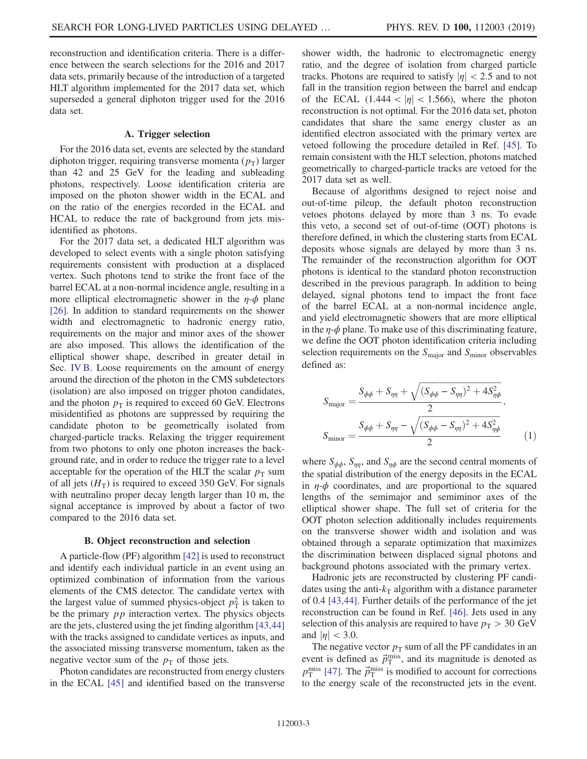reconstruction and identification criteria. There is a difference between the search selections for the 2016 and 2017 data sets, primarily because of the introduction of a targeted HLT algorithm implemented for the 2017 data set, which superseded a general diphoton trigger used for the 2016 data set.

### A. Trigger selection

For the 2016 data set, events are selected by the standard diphoton trigger, requiring transverse momenta ($p_T$) larger than 42 and 25 GeV for the leading and subleading photons, respectively. Loose identification criteria are imposed on the photon shower width in the ECAL and on the ratio of the energies recorded in the ECAL and HCAL to reduce the rate of background from jets misidentified as photons.

For the 2017 data set, a dedicated HLT algorithm was developed to select events with a single photon satisfying requirements consistent with production at a displaced vertex. Such photons tend to strike the front face of the barrel ECAL at a non-normal incidence angle, resulting in a more elliptical electromagnetic shower in the $\eta$-$\phi$ plane [26]. In addition to standard requirements on the shower width and electromagnetic to hadronic energy ratio, requirements on the major and minor axes of the shower are also imposed. This allows the identification of the elliptical shower shape, described in greater detail in Sec. IV B. Loose requirements on the amount of energy around the direction of the photon in the CMS subdetectors (isolation) are also imposed on trigger photon candidates, and the photon $p_T$ is required to exceed 60 GeV. Electrons misidentified as photons are suppressed by requiring the candidate photon to be geometrically isolated from charged-particle tracks. Relaxing the trigger requirement from two photons to only one photon increases the background rate, and in order to reduce the trigger rate to a level acceptable for the operation of the HLT the scalar $p_T$ sum of all jets ($H_T$) is required to exceed 350 GeV. For signals with neutralino proper decay length larger than 10 m, the signal acceptance is improved by about a factor of two compared to the 2016 data set.

### B. Object reconstruction and selection

A particle-flow (PF) algorithm [42] is used to reconstruct and identify each individual particle in an event using an optimized combination of information from the various elements of the CMS detector. The candidate vertex with the largest value of summed physics-object $p_T^2$ is taken to be the primary $pp$ interaction vertex. The physics objects are the jets, clustered using the jet finding algorithm [43,44] with the tracks assigned to candidate vertices as inputs, and the associated missing transverse momentum, taken as the negative vector sum of the $p_T$ of those jets.

Photon candidates are reconstructed from energy clusters in the ECAL [45] and identified based on the transverse shower width, the hadronic to electromagnetic energy ratio, and the degree of isolation from charged particle tracks. Photons are required to satisfy $|\eta| < 2.5$ and to not fall in the transition region between the barrel and endcap of the ECAL ($1.444 < |\eta| < 1.566$), where the photon reconstruction is not optimal. For the 2016 data set, photon candidates that share the same energy cluster as an identified electron associated with the primary vertex are vetoed following the procedure detailed in Ref. [45]. To remain consistent with the HLT selection, photons matched geometrically to charged-particle tracks are vetoed for the 2017 data set as well.

Because of algorithms designed to reject noise and out-of-time pileup, the default photon reconstruction vetoes photons delayed by more than 3 ns. To evade this veto, a second set of out-of-time (OOT) photons is therefore defined, in which the clustering starts from ECAL deposits whose signals are delayed by more than 3 ns. The remainder of the reconstruction algorithm for OOT photons is identical to the standard photon reconstruction described in the previous paragraph. In addition to being delayed, signal photons tend to impact the front face of the barrel ECAL at a non-normal incidence angle, and yield electromagnetic showers that are more elliptical in the $\eta$-$\phi$ plane. To make use of this discriminating feature, we define the OOT photon identification criteria including selection requirements on the $S_{\mathrm{major}}$ and $S_{\mathrm{minor}}$ observables defined as:

$$S_{\mathrm{major}} = \frac{S_{\phi\phi} + S_{\eta\eta} + \sqrt{(S_{\phi\phi} - S_{\eta\eta})^2 + 4S_{\eta\phi}^2}}{2},$$

$$S_{\mathrm{minor}} = \frac{S_{\phi\phi} + S_{\eta\eta} - \sqrt{(S_{\phi\phi} - S_{\eta\eta})^2 + 4S_{\eta\phi}^2}}{2} \qquad (1)$$

where $S_{\phi\phi}$, $S_{\eta\eta}$, and $S_{\eta\phi}$ are the second central moments of the spatial distribution of the energy deposits in the ECAL in $\eta$-$\phi$ coordinates, and are proportional to the squared lengths of the semimajor and semiminor axes of the elliptical shower shape. The full set of criteria for the OOT photon selection additionally includes requirements on the transverse shower width and isolation and was obtained through a separate optimization that maximizes the discrimination between displaced signal photons and background photons associated with the primary vertex.

Hadronic jets are reconstructed by clustering PF candidates using the anti-$k_T$ algorithm with a distance parameter of 0.4 [43,44]. Further details of the performance of the jet reconstruction can be found in Ref. [46]. Jets used in any selection of this analysis are required to have $p_T > 30$ GeV and $|\eta| < 3.0$.

The negative vector $p_T$ sum of all the PF candidates in an event is defined as $\vec{p}_T^{\mathrm{miss}}$, and its magnitude is denoted as $p_T^{\mathrm{miss}}$ [47]. The $\vec{p}_T^{\mathrm{miss}}$ is modified to account for corrections to the energy scale of the reconstructed jets in the event.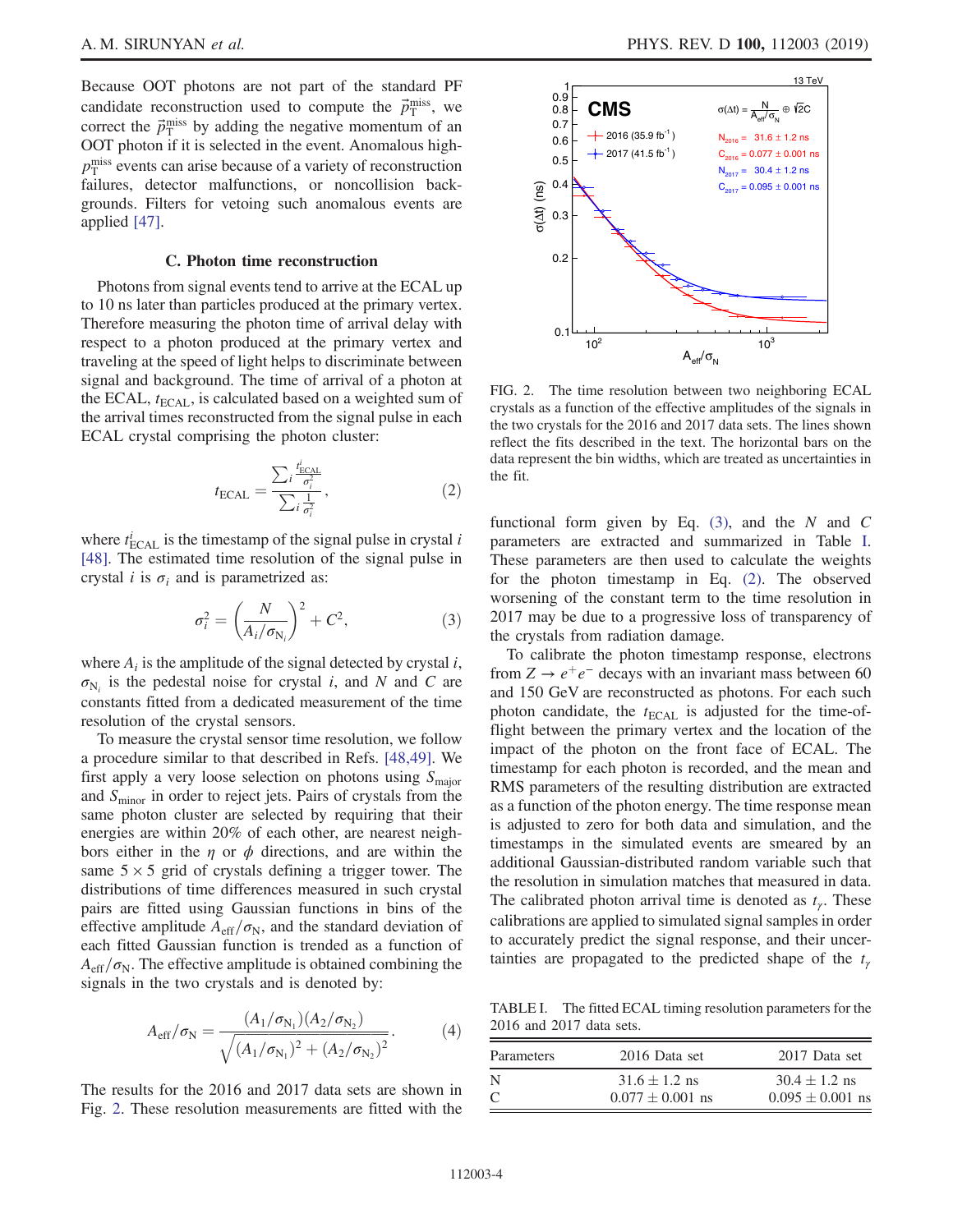Because OOT photons are not part of the standard PF candidate reconstruction used to compute the $\vec{p}_{\mathrm{T}}^{\mathrm{miss}}$, we correct the $\vec{p}_{\mathrm{T}}^{\mathrm{miss}}$ by adding the negative momentum of an OOT photon if it is selected in the event. Anomalous high-$p_{\mathrm{T}}^{\mathrm{miss}}$ events can arise because of a variety of reconstruction failures, detector malfunctions, or noncollision backgrounds. Filters for vetoing such anomalous events are applied [47].

### C. Photon time reconstruction

Photons from signal events tend to arrive at the ECAL up to 10 ns later than particles produced at the primary vertex. Therefore measuring the photon time of arrival delay with respect to a photon produced at the primary vertex and traveling at the speed of light helps to discriminate between signal and background. The time of arrival of a photon at the ECAL, $t_{\mathrm{ECAL}}$, is calculated based on a weighted sum of the arrival times reconstructed from the signal pulse in each ECAL crystal comprising the photon cluster:

$$t_{\mathrm{ECAL}} = \frac{\sum_i \frac{t^i_{\mathrm{ECAL}}}{\sigma_i^2}}{\sum_i \frac{1}{\sigma_i^2}}, \tag{2}$$

where $t^i_{\mathrm{ECAL}}$ is the timestamp of the signal pulse in crystal $i$ [48]. The estimated time resolution of the signal pulse in crystal $i$ is $\sigma_i$ and is parametrized as:

$$\sigma_i^2 = \left(\frac{N}{A_i/\sigma_{\mathrm{N}_i}}\right)^2 + C^2, \tag{3}$$

where $A_i$ is the amplitude of the signal detected by crystal $i$, $\sigma_{\mathrm{N}_i}$ is the pedestal noise for crystal $i$, and $N$ and $C$ are constants fitted from a dedicated measurement of the time resolution of the crystal sensors.

To measure the crystal sensor time resolution, we follow a procedure similar to that described in Refs. [48,49]. We first apply a very loose selection on photons using $S_{\mathrm{major}}$ and $S_{\mathrm{minor}}$ in order to reject jets. Pairs of crystals from the same photon cluster are selected by requiring that their energies are within 20% of each other, are nearest neighbors either in the $\eta$ or $\phi$ directions, and are within the same $5 \times 5$ grid of crystals defining a trigger tower. The distributions of time differences measured in such crystal pairs are fitted using Gaussian functions in bins of the effective amplitude $A_{\mathrm{eff}}/\sigma_{\mathrm{N}}$, and the standard deviation of each fitted Gaussian function is trended as a function of $A_{\mathrm{eff}}/\sigma_{\mathrm{N}}$. The effective amplitude is obtained combining the signals in the two crystals and is denoted by:

$$A_{\mathrm{eff}}/\sigma_{\mathrm{N}} = \frac{(A_1/\sigma_{\mathrm{N}_1})(A_2/\sigma_{\mathrm{N}_2})}{\sqrt{(A_1/\sigma_{\mathrm{N}_1})^2 + (A_2/\sigma_{\mathrm{N}_2})^2}}. \tag{4}$$

The results for the 2016 and 2017 data sets are shown in Fig. 2. These resolution measurements are fitted with the functional form given by Eq. (3), and the $N$ and $C$ parameters are extracted and summarized in Table I. These parameters are then used to calculate the weights for the photon timestamp in Eq. (2). The observed worsening of the constant term to the time resolution in 2017 may be due to a progressive loss of transparency of the crystals from radiation damage.

FIG. 2. The time resolution between two neighboring ECAL crystals as a function of the effective amplitudes of the signals in the two crystals for the 2016 and 2017 data sets. The lines shown reflect the fits described in the text. The horizontal bars on the data represent the bin widths, which are treated as uncertainties in the fit.

To calibrate the photon timestamp response, electrons from $Z \to e^+e^-$ decays with an invariant mass between 60 and 150 GeV are reconstructed as photons. For each such photon candidate, the $t_{\mathrm{ECAL}}$ is adjusted for the time-of-flight between the primary vertex and the location of the impact of the photon on the front face of ECAL. The timestamp for each photon is recorded, and the mean and RMS parameters of the resulting distribution are extracted as a function of the photon energy. The time response mean is adjusted to zero for both data and simulation, and the timestamps in the simulated events are smeared by an additional Gaussian-distributed random variable such that the resolution in simulation matches that measured in data. The calibrated photon arrival time is denoted as $t_\gamma$. These calibrations are applied to simulated signal samples in order to accurately predict the signal response, and their uncertainties are propagated to the predicted shape of the $t_\gamma$

TABLE I. The fitted ECAL timing resolution parameters for the 2016 and 2017 data sets.

| Parameters | 2016 Data set | 2017 Data set |
|---|---|---|
| N | $31.6 \pm 1.2$ ns | $30.4 \pm 1.2$ ns |
| C | $0.077 \pm 0.001$ ns | $0.095 \pm 0.001$ ns |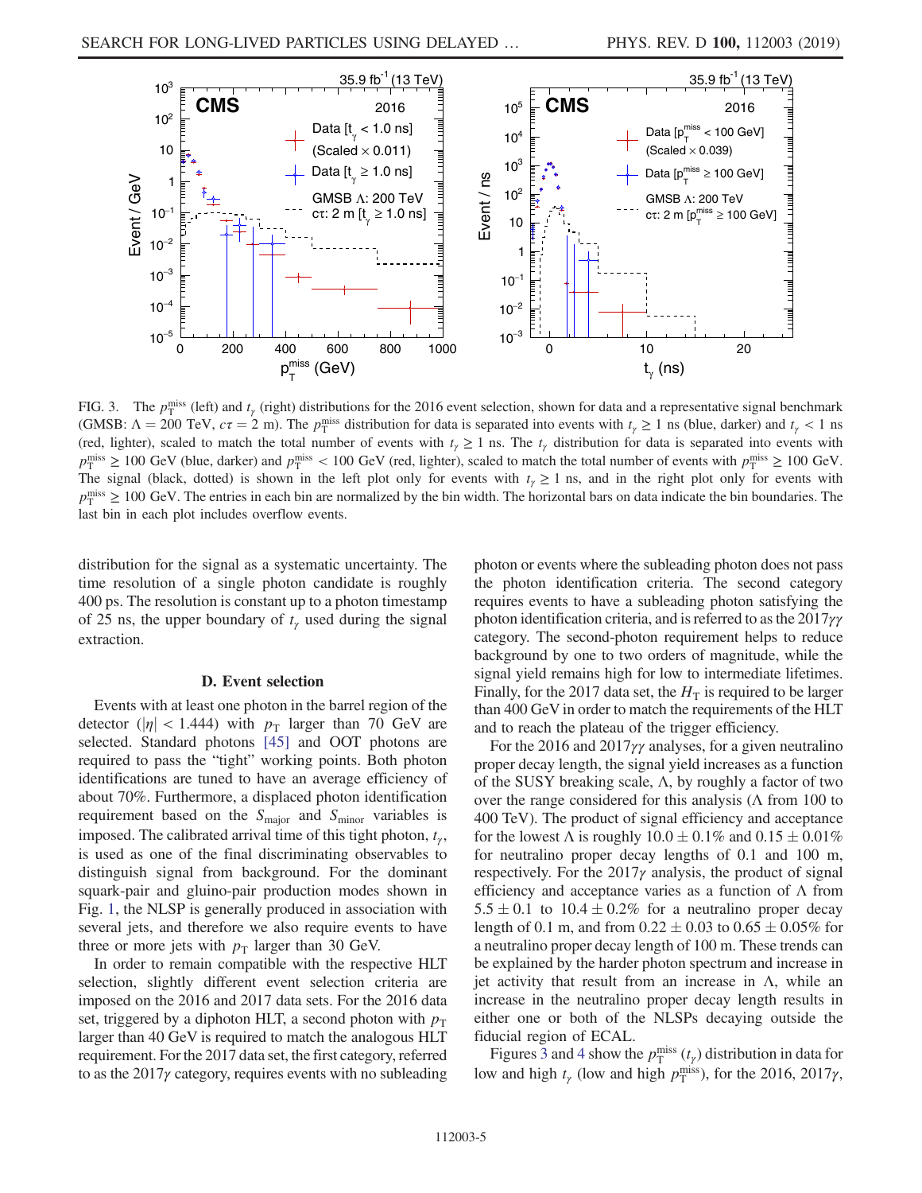FIG. 3. The $p_T^{miss}$ (left) and $t_\gamma$ (right) distributions for the 2016 event selection, shown for data and a representative signal benchmark (GMSB: $\Lambda = 200$ TeV, $c\tau = 2$ m). The $p_T^{miss}$ distribution for data is separated into events with $t_\gamma \geq 1$ ns (blue, darker) and $t_\gamma < 1$ ns (red, lighter), scaled to match the total number of events with $t_\gamma \geq 1$ ns. The $t_\gamma$ distribution for data is separated into events with $p_T^{miss} \geq 100$ GeV (blue, darker) and $p_T^{miss} < 100$ GeV (red, lighter), scaled to match the total number of events with $p_T^{miss} \geq 100$ GeV. The signal (black, dotted) is shown in the left plot only for events with $t_\gamma \geq 1$ ns, and in the right plot only for events with $p_T^{miss} \geq 100$ GeV. The entries in each bin are normalized by the bin width. The horizontal bars on data indicate the bin boundaries. The last bin in each plot includes overflow events.

distribution for the signal as a systematic uncertainty. The time resolution of a single photon candidate is roughly 400 ps. The resolution is constant up to a photon timestamp of 25 ns, the upper boundary of $t_\gamma$ used during the signal extraction.

### D. Event selection

Events with at least one photon in the barrel region of the detector ($|\eta| < 1.444$) with $p_T$ larger than 70 GeV are selected. Standard photons [45] and OOT photons are required to pass the "tight" working points. Both photon identifications are tuned to have an average efficiency of about 70%. Furthermore, a displaced photon identification requirement based on the $S_{major}$ and $S_{minor}$ variables is imposed. The calibrated arrival time of this tight photon, $t_\gamma$, is used as one of the final discriminating observables to distinguish signal from background. For the dominant squark-pair and gluino-pair production modes shown in Fig. 1, the NLSP is generally produced in association with several jets, and therefore we also require events to have three or more jets with $p_T$ larger than 30 GeV.

In order to remain compatible with the respective HLT selection, slightly different event selection criteria are imposed on the 2016 and 2017 data sets. For the 2016 data set, triggered by a diphoton HLT, a second photon with $p_T$ larger than 40 GeV is required to match the analogous HLT requirement. For the 2017 data set, the first category, referred to as the 2017$\gamma$ category, requires events with no subleading photon or events where the subleading photon does not pass the photon identification criteria. The second category requires events to have a subleading photon satisfying the photon identification criteria, and is referred to as the 2017$\gamma\gamma$ category. The second-photon requirement helps to reduce background by one to two orders of magnitude, while the signal yield remains high for low to intermediate lifetimes. Finally, for the 2017 data set, the $H_T$ is required to be larger than 400 GeV in order to match the requirements of the HLT and to reach the plateau of the trigger efficiency.

For the 2016 and 2017$\gamma\gamma$ analyses, for a given neutralino proper decay length, the signal yield increases as a function of the SUSY breaking scale, $\Lambda$, by roughly a factor of two over the range considered for this analysis ($\Lambda$ from 100 to 400 TeV). The product of signal efficiency and acceptance for the lowest $\Lambda$ is roughly $10.0 \pm 0.1\%$ and $0.15 \pm 0.01\%$ for neutralino proper decay lengths of 0.1 and 100 m, respectively. For the 2017$\gamma$ analysis, the product of signal efficiency and acceptance varies as a function of $\Lambda$ from $5.5 \pm 0.1$ to $10.4 \pm 0.2\%$ for a neutralino proper decay length of 0.1 m, and from $0.22 \pm 0.03$ to $0.65 \pm 0.05\%$ for a neutralino proper decay length of 100 m. These trends can be explained by the harder photon spectrum and increase in jet activity that result from an increase in $\Lambda$, while an increase in the neutralino proper decay length results in either one or both of the NLSPs decaying outside the fiducial region of ECAL.

Figures 3 and 4 show the $p_T^{miss}$ ($t_\gamma$) distribution in data for low and high $t_\gamma$ (low and high $p_T^{miss}$), for the 2016, 2017$\gamma$,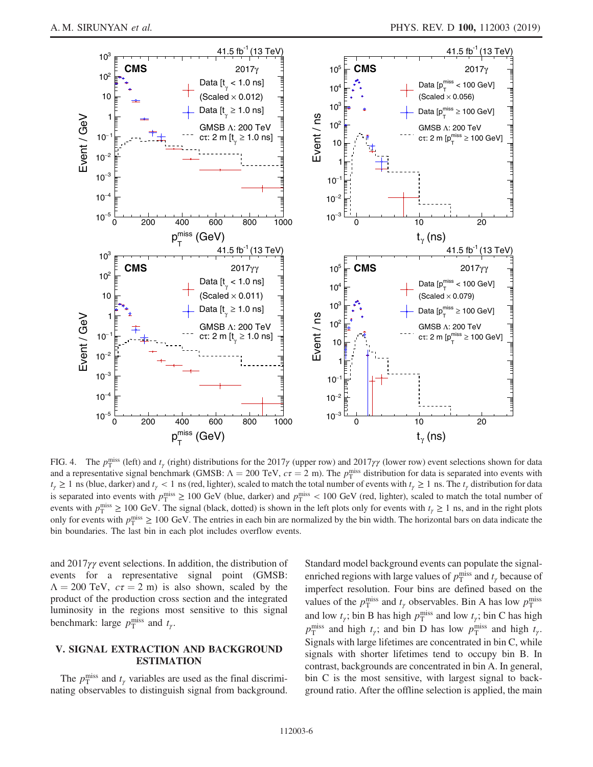FIG. 4. The $p_T^{miss}$ (left) and $t_\gamma$ (right) distributions for the 2017$\gamma$ (upper row) and 2017$\gamma\gamma$ (lower row) event selections shown for data and a representative signal benchmark (GMSB: $\Lambda = 200$ TeV, $c\tau = 2$ m). The $p_T^{miss}$ distribution for data is separated into events with $t_\gamma \geq 1$ ns (blue, darker) and $t_\gamma < 1$ ns (red, lighter), scaled to match the total number of events with $t_\gamma \geq 1$ ns. The $t_\gamma$ distribution for data is separated into events with $p_T^{miss} \geq 100$ GeV (blue, darker) and $p_T^{miss} < 100$ GeV (red, lighter), scaled to match the total number of events with $p_T^{miss} \geq 100$ GeV. The signal (black, dotted) is shown in the left plots only for events with $t_\gamma \geq 1$ ns, and in the right plots only for events with $p_T^{miss} \geq 100$ GeV. The entries in each bin are normalized by the bin width. The horizontal bars on data indicate the bin boundaries. The last bin in each plot includes overflow events.

and 2017$\gamma\gamma$ event selections. In addition, the distribution of events for a representative signal point (GMSB: $\Lambda = 200$ TeV, $c\tau = 2$ m) is also shown, scaled by the product of the production cross section and the integrated luminosity in the regions most sensitive to this signal benchmark: large $p_T^{miss}$ and $t_\gamma$.

## V. SIGNAL EXTRACTION AND BACKGROUND ESTIMATION

The $p_T^{miss}$ and $t_\gamma$ variables are used as the final discriminating observables to distinguish signal from background. Standard model background events can populate the signal-enriched regions with large values of $p_T^{miss}$ and $t_\gamma$ because of imperfect resolution. Four bins are defined based on the values of the $p_T^{miss}$ and $t_\gamma$ observables. Bin A has low $p_T^{miss}$ and low $t_\gamma$; bin B has high $p_T^{miss}$ and low $t_\gamma$; bin C has high $p_T^{miss}$ and high $t_\gamma$; and bin D has low $p_T^{miss}$ and high $t_\gamma$. Signals with large lifetimes are concentrated in bin C, while signals with shorter lifetimes tend to occupy bin B. In contrast, backgrounds are concentrated in bin A. In general, bin C is the most sensitive, with largest signal to background ratio. After the offline selection is applied, the main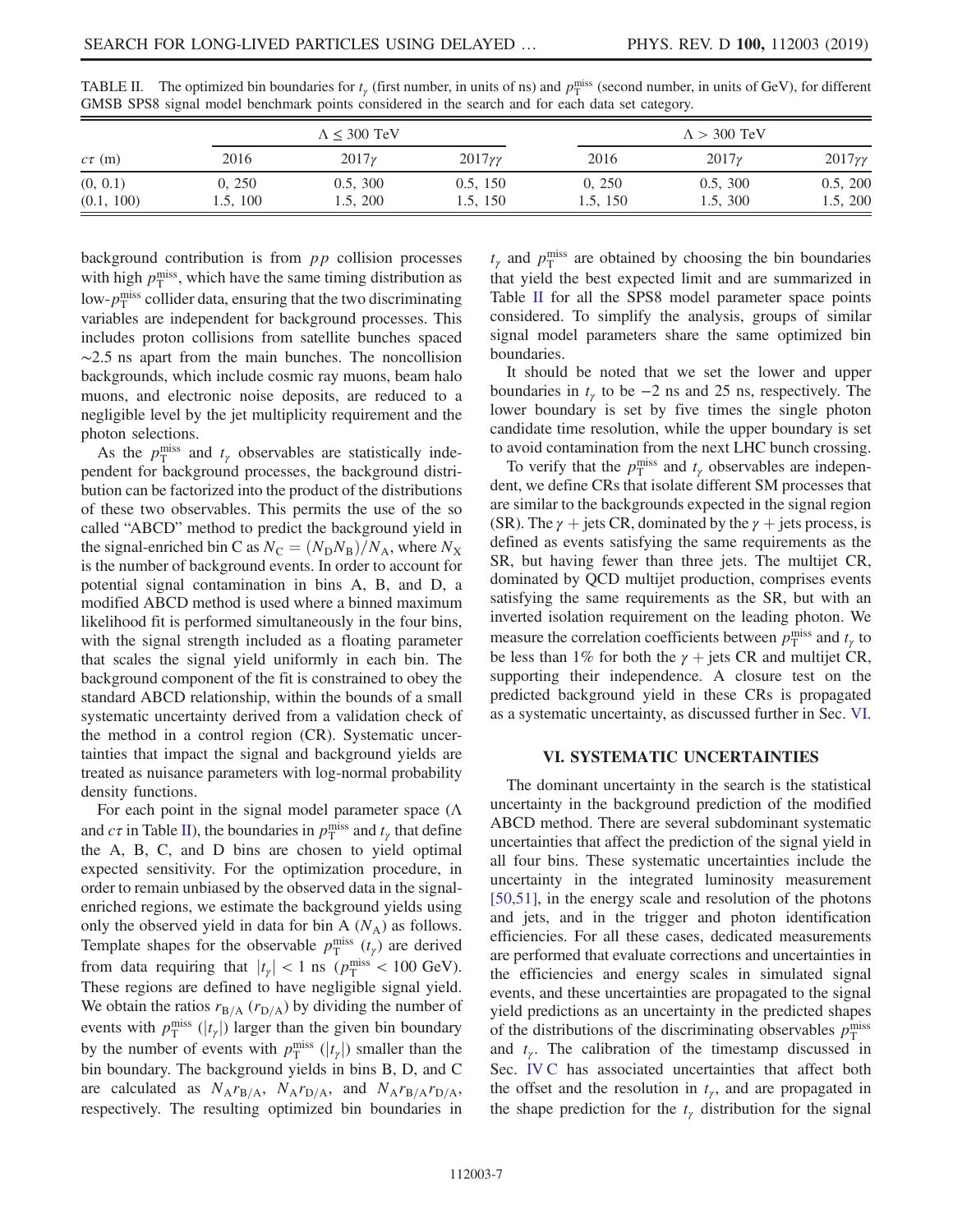TABLE II. The optimized bin boundaries for $t_\gamma$ (first number, in units of ns) and $p_T^{miss}$ (second number, in units of GeV), for different GMSB SPS8 signal model benchmark points considered in the search and for each data set category.

| | $\Lambda \leq 300$ TeV | | | $\Lambda > 300$ TeV | | |
|---|---|---|---|---|---|---|
| $c\tau$ (m) | 2016 | $2017\gamma$ | $2017\gamma\gamma$ | 2016 | $2017\gamma$ | $2017\gamma\gamma$ |
| (0, 0.1) | 0, 250 | 0.5, 300 | 0.5, 150 | 0, 250 | 0.5, 300 | 0.5, 200 |
| (0.1, 100) | 1.5, 100 | 1.5, 200 | 1.5, 150 | 1.5, 150 | 1.5, 300 | 1.5, 200 |

background contribution is from $pp$ collision processes with high $p_T^{miss}$, which have the same timing distribution as low-$p_T^{miss}$ collider data, ensuring that the two discriminating variables are independent for background processes. This includes proton collisions from satellite bunches spaced $\sim$2.5 ns apart from the main bunches. The noncollision backgrounds, which include cosmic ray muons, beam halo muons, and electronic noise deposits, are reduced to a negligible level by the jet multiplicity requirement and the photon selections.

As the $p_T^{miss}$ and $t_\gamma$ observables are statistically independent for background processes, the background distribution can be factorized into the product of the distributions of these two observables. This permits the use of the so called "ABCD" method to predict the background yield in the signal-enriched bin C as $N_C = (N_D N_B)/N_A$, where $N_X$ is the number of background events. In order to account for potential signal contamination in bins A, B, and D, a modified ABCD method is used where a binned maximum likelihood fit is performed simultaneously in the four bins, with the signal strength included as a floating parameter that scales the signal yield uniformly in each bin. The background component of the fit is constrained to obey the standard ABCD relationship, within the bounds of a small systematic uncertainty derived from a validation check of the method in a control region (CR). Systematic uncertainties that impact the signal and background yields are treated as nuisance parameters with log-normal probability density functions.

For each point in the signal model parameter space ($\Lambda$ and $c\tau$ in Table II), the boundaries in $p_T^{miss}$ and $t_\gamma$ that define the A, B, C, and D bins are chosen to yield optimal expected sensitivity. For the optimization procedure, in order to remain unbiased by the observed data in the signal-enriched regions, we estimate the background yields using only the observed yield in data for bin A ($N_A$) as follows. Template shapes for the observable $p_T^{miss}$ ($t_\gamma$) are derived from data requiring that $|t_\gamma| < 1$ ns ($p_T^{miss} < 100$ GeV). These regions are defined to have negligible signal yield. We obtain the ratios $r_{B/A}$ ($r_{D/A}$) by dividing the number of events with $p_T^{miss}$ ($|t_\gamma|$) larger than the given bin boundary by the number of events with $p_T^{miss}$ ($|t_\gamma|$) smaller than the bin boundary. The background yields in bins B, D, and C are calculated as $N_A r_{B/A}$, $N_A r_{D/A}$, and $N_A r_{B/A} r_{D/A}$, respectively. The resulting optimized bin boundaries in $t_\gamma$ and $p_T^{miss}$ are obtained by choosing the bin boundaries that yield the best expected limit and are summarized in Table II for all the SPS8 model parameter space points considered. To simplify the analysis, groups of similar signal model parameters share the same optimized bin boundaries.

It should be noted that we set the lower and upper boundaries in $t_\gamma$ to be $-2$ ns and 25 ns, respectively. The lower boundary is set by five times the single photon candidate time resolution, while the upper boundary is set to avoid contamination from the next LHC bunch crossing.

To verify that the $p_T^{miss}$ and $t_\gamma$ observables are independent, we define CRs that isolate different SM processes that are similar to the backgrounds expected in the signal region (SR). The $\gamma$ + jets CR, dominated by the $\gamma$ + jets process, is defined as events satisfying the same requirements as the SR, but having fewer than three jets. The multijet CR, dominated by QCD multijet production, comprises events satisfying the same requirements as the SR, but with an inverted isolation requirement on the leading photon. We measure the correlation coefficients between $p_T^{miss}$ and $t_\gamma$ to be less than 1% for both the $\gamma$ + jets CR and multijet CR, supporting their independence. A closure test on the predicted background yield in these CRs is propagated as a systematic uncertainty, as discussed further in Sec. VI.

## VI. SYSTEMATIC UNCERTAINTIES

The dominant uncertainty in the search is the statistical uncertainty in the background prediction of the modified ABCD method. There are several subdominant systematic uncertainties that affect the prediction of the signal yield in all four bins. These systematic uncertainties include the uncertainty in the integrated luminosity measurement [50,51], in the energy scale and resolution of the photons and jets, and in the trigger and photon identification efficiencies. For all these cases, dedicated measurements are performed that evaluate corrections and uncertainties in the efficiencies and energy scales in simulated signal events, and these uncertainties are propagated to the signal yield predictions as an uncertainty in the predicted shapes of the distributions of the discriminating observables $p_T^{miss}$ and $t_\gamma$. The calibration of the timestamp discussed in Sec. IV C has associated uncertainties that affect both the offset and the resolution in $t_\gamma$, and are propagated in the shape prediction for the $t_\gamma$ distribution for the signal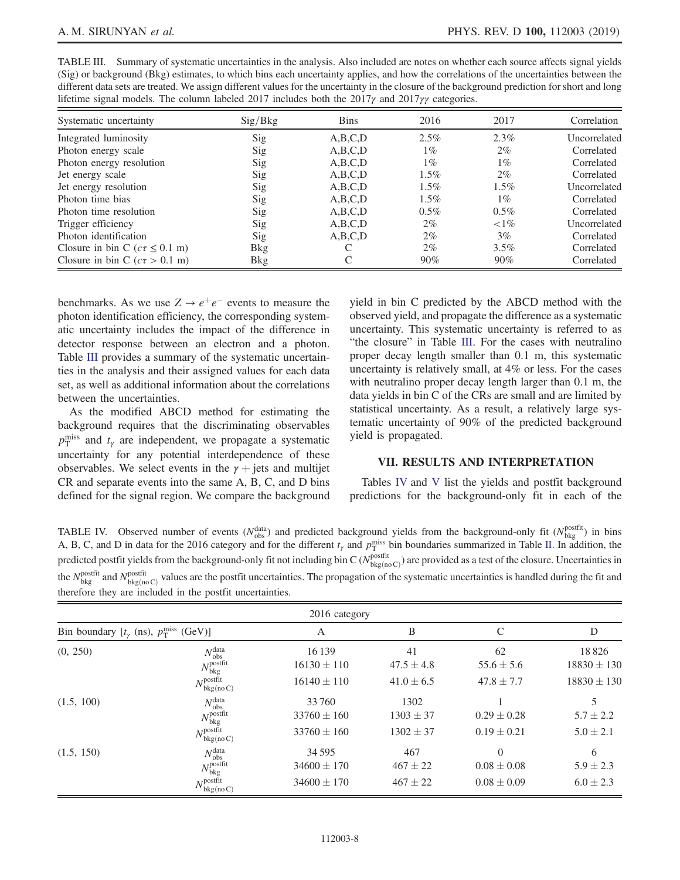TABLE III. Summary of systematic uncertainties in the analysis. Also included are notes on whether each source affects signal yields (Sig) or background (Bkg) estimates, to which bins each uncertainty applies, and how the correlations of the uncertainties between the different data sets are treated. We assign different values for the uncertainty in the closure of the background prediction for short and long lifetime signal models. The column labeled 2017 includes both the 2017$\gamma$ and 2017$\gamma\gamma$ categories.

| Systematic uncertainty | Sig/Bkg | Bins | 2016 | 2017 | Correlation |
|---|---|---|---|---|---|
| Integrated luminosity | Sig | A,B,C,D | 2.5% | 2.3% | Uncorrelated |
| Photon energy scale | Sig | A,B,C,D | 1% | 2% | Correlated |
| Photon energy resolution | Sig | A,B,C,D | 1% | 1% | Correlated |
| Jet energy scale | Sig | A,B,C,D | 1.5% | 2% | Correlated |
| Jet energy resolution | Sig | A,B,C,D | 1.5% | 1.5% | Uncorrelated |
| Photon time bias | Sig | A,B,C,D | 1.5% | 1% | Correlated |
| Photon time resolution | Sig | A,B,C,D | 0.5% | 0.5% | Correlated |
| Trigger efficiency | Sig | A,B,C,D | 2% | <1% | Uncorrelated |
| Photon identification | Sig | A,B,C,D | 2% | 3% | Correlated |
| Closure in bin C ($c\tau \leq 0.1$ m) | Bkg | C | 2% | 3.5% | Correlated |
| Closure in bin C ($c\tau > 0.1$ m) | Bkg | C | 90% | 90% | Correlated |

benchmarks. As we use $Z \to e^+e^-$ events to measure the photon identification efficiency, the corresponding systematic uncertainty includes the impact of the difference in detector response between an electron and a photon. Table III provides a summary of the systematic uncertainties in the analysis and their assigned values for each data set, as well as additional information about the correlations between the uncertainties.

As the modified ABCD method for estimating the background requires that the discriminating observables $p_{\mathrm{T}}^{\mathrm{miss}}$ and $t_\gamma$ are independent, we propagate a systematic uncertainty for any potential interdependence of these observables. We select events in the $\gamma$ + jets and multijet CR and separate events into the same A, B, C, and D bins defined for the signal region. We compare the background yield in bin C predicted by the ABCD method with the observed yield, and propagate the difference as a systematic uncertainty. This systematic uncertainty is referred to as "the closure" in Table III. For the cases with neutralino proper decay length smaller than 0.1 m, this systematic uncertainty is relatively small, at 4% or less. For the cases with neutralino proper decay length larger than 0.1 m, the data yields in bin C of the CRs are small and are limited by statistical uncertainty. As a result, a relatively large systematic uncertainty of 90% of the predicted background yield is propagated.

## VII. RESULTS AND INTERPRETATION

Tables IV and V list the yields and postfit background predictions for the background-only fit in each of the

TABLE IV. Observed number of events ($N_{\mathrm{obs}}^{\mathrm{data}}$) and predicted background yields from the background-only fit ($N_{\mathrm{bkg}}^{\mathrm{postfit}}$) in bins A, B, C, and D in data for the 2016 category and for the different $t_\gamma$ and $p_{\mathrm{T}}^{\mathrm{miss}}$ bin boundaries summarized in Table II. In addition, the predicted postfit yields from the background-only fit not including bin C ($N_{\mathrm{bkg(no\,C)}}^{\mathrm{postfit}}$) are provided as a test of the closure. Uncertainties in the $N_{\mathrm{bkg}}^{\mathrm{postfit}}$ and $N_{\mathrm{bkg(no\,C)}}^{\mathrm{postfit}}$ values are the postfit uncertainties. The propagation of the systematic uncertainties is handled during the fit and therefore they are included in the postfit uncertainties.

| 2016 category | | | | | |
|---|---|---|---|---|---|
| Bin boundary [$t_\gamma$ (ns), $p_{\mathrm{T}}^{\mathrm{miss}}$ (GeV)] | | A | B | C | D |
| (0, 250) | $N_{\mathrm{obs}}^{\mathrm{data}}$ | 16 139 | 41 | 62 | 18 826 |
| | $N_{\mathrm{bkg}}^{\mathrm{postfit}}$ | $16130 \pm 110$ | $47.5 \pm 4.8$ | $55.6 \pm 5.6$ | $18830 \pm 130$ |
| | $N_{\mathrm{bkg(no\,C)}}^{\mathrm{postfit}}$ | $16140 \pm 110$ | $41.0 \pm 6.5$ | $47.8 \pm 7.7$ | $18830 \pm 130$ |
| (1.5, 100) | $N_{\mathrm{obs}}^{\mathrm{data}}$ | 33 760 | 1302 | 1 | 5 |
| | $N_{\mathrm{bkg}}^{\mathrm{postfit}}$ | $33760 \pm 160$ | $1303 \pm 37$ | $0.29 \pm 0.28$ | $5.7 \pm 2.2$ |
| | $N_{\mathrm{bkg(no\,C)}}^{\mathrm{postfit}}$ | $33760 \pm 160$ | $1302 \pm 37$ | $0.19 \pm 0.21$ | $5.0 \pm 2.1$ |
| (1.5, 150) | $N_{\mathrm{obs}}^{\mathrm{data}}$ | 34 595 | 467 | 0 | 6 |
| | $N_{\mathrm{bkg}}^{\mathrm{postfit}}$ | $34600 \pm 170$ | $467 \pm 22$ | $0.08 \pm 0.08$ | $5.9 \pm 2.3$ |
| | $N_{\mathrm{bkg(no\,C)}}^{\mathrm{postfit}}$ | $34600 \pm 170$ | $467 \pm 22$ | $0.08 \pm 0.09$ | $6.0 \pm 2.3$ |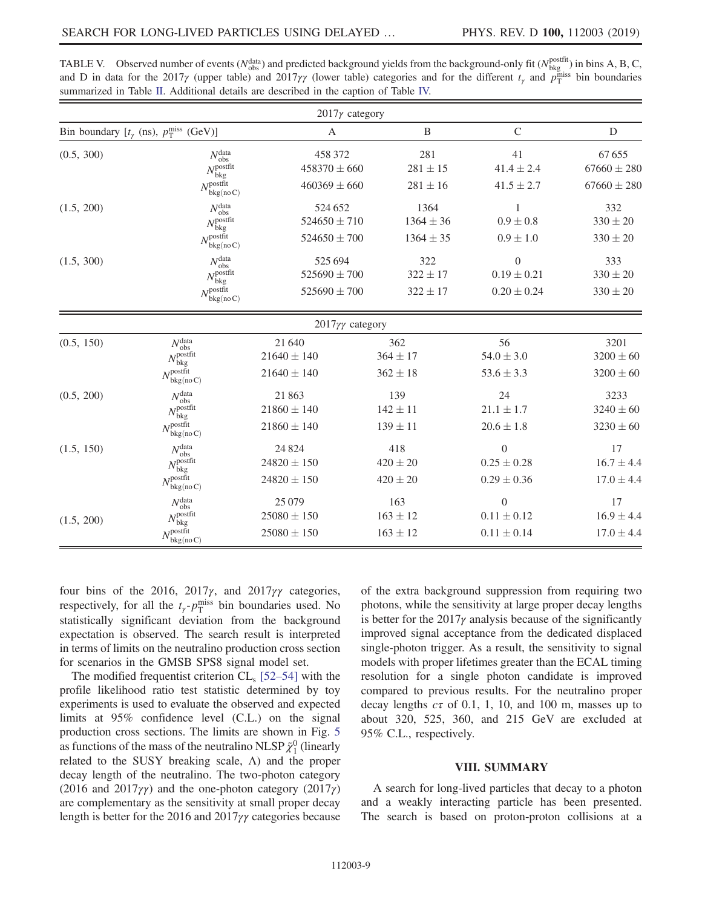TABLE V. Observed number of events ($N_{\mathrm{obs}}^{\mathrm{data}}$) and predicted background yields from the background-only fit ($N_{\mathrm{bkg}}^{\mathrm{postfit}}$) in bins A, B, C, and D in data for the 2017$\gamma$ (upper table) and 2017$\gamma\gamma$ (lower table) categories and for the different $t_\gamma$ and $p_{\mathrm{T}}^{\mathrm{miss}}$ bin boundaries summarized in Table II. Additional details are described in the caption of Table IV.

| 2017$\gamma$ category | | | | | |
|---|---|---|---|---|---|
| Bin boundary [$t_\gamma$ (ns), $p_{\mathrm{T}}^{\mathrm{miss}}$ (GeV)] | | A | B | C | D |
| (0.5, 300) | $N_{\mathrm{obs}}^{\mathrm{data}}$ | 458 372 | 281 | 41 | 67 655 |
| | $N_{\mathrm{bkg}}^{\mathrm{postfit}}$ | $458370 \pm 660$ | $281 \pm 15$ | $41.4 \pm 2.4$ | $67660 \pm 280$ |
| | $N_{\mathrm{bkg(no\,C)}}^{\mathrm{postfit}}$ | $460369 \pm 660$ | $281 \pm 16$ | $41.5 \pm 2.7$ | $67660 \pm 280$ |
| (1.5, 200) | $N_{\mathrm{obs}}^{\mathrm{data}}$ | 524 652 | 1364 | 1 | 332 |
| | $N_{\mathrm{bkg}}^{\mathrm{postfit}}$ | $524650 \pm 710$ | $1364 \pm 36$ | $0.9 \pm 0.8$ | $330 \pm 20$ |
| | $N_{\mathrm{bkg(no\,C)}}^{\mathrm{postfit}}$ | $524650 \pm 700$ | $1364 \pm 35$ | $0.9 \pm 1.0$ | $330 \pm 20$ |
| (1.5, 300) | $N_{\mathrm{obs}}^{\mathrm{data}}$ | 525 694 | 322 | 0 | 333 |
| | $N_{\mathrm{bkg}}^{\mathrm{postfit}}$ | $525690 \pm 700$ | $322 \pm 17$ | $0.19 \pm 0.21$ | $330 \pm 20$ |
| | $N_{\mathrm{bkg(no\,C)}}^{\mathrm{postfit}}$ | $525690 \pm 700$ | $322 \pm 17$ | $0.20 \pm 0.24$ | $330 \pm 20$ |

| 2017$\gamma\gamma$ category | | | | | |
|---|---|---|---|---|---|
| Bin boundary [$t_\gamma$ (ns), $p_{\mathrm{T}}^{\mathrm{miss}}$ (GeV)] | | A | B | C | D |
| (0.5, 150) | $N_{\mathrm{obs}}^{\mathrm{data}}$ | 21 640 | 362 | 56 | 3201 |
| | $N_{\mathrm{bkg}}^{\mathrm{postfit}}$ | $21640 \pm 140$ | $364 \pm 17$ | $54.0 \pm 3.0$ | $3200 \pm 60$ |
| | $N_{\mathrm{bkg(no\,C)}}^{\mathrm{postfit}}$ | $21640 \pm 140$ | $362 \pm 18$ | $53.6 \pm 3.3$ | $3200 \pm 60$ |
| (0.5, 200) | $N_{\mathrm{obs}}^{\mathrm{data}}$ | 21 863 | 139 | 24 | 3233 |
| | $N_{\mathrm{bkg}}^{\mathrm{postfit}}$ | $21860 \pm 140$ | $142 \pm 11$ | $21.1 \pm 1.7$ | $3240 \pm 60$ |
| | $N_{\mathrm{bkg(no\,C)}}^{\mathrm{postfit}}$ | $21860 \pm 140$ | $139 \pm 11$ | $20.6 \pm 1.8$ | $3230 \pm 60$ |
| (1.5, 150) | $N_{\mathrm{obs}}^{\mathrm{data}}$ | 24 824 | 418 | 0 | 17 |
| | $N_{\mathrm{bkg}}^{\mathrm{postfit}}$ | $24820 \pm 150$ | $420 \pm 20$ | $0.25 \pm 0.28$ | $16.7 \pm 4.4$ |
| | $N_{\mathrm{bkg(no\,C)}}^{\mathrm{postfit}}$ | $24820 \pm 150$ | $420 \pm 20$ | $0.29 \pm 0.36$ | $17.0 \pm 4.4$ |
| (1.5, 200) | $N_{\mathrm{obs}}^{\mathrm{data}}$ | 25 079 | 163 | 0 | 17 |
| | $N_{\mathrm{bkg}}^{\mathrm{postfit}}$ | $25080 \pm 150$ | $163 \pm 12$ | $0.11 \pm 0.12$ | $16.9 \pm 4.4$ |
| | $N_{\mathrm{bkg(no\,C)}}^{\mathrm{postfit}}$ | $25080 \pm 150$ | $163 \pm 12$ | $0.11 \pm 0.14$ | $17.0 \pm 4.4$ |

four bins of the 2016, 2017$\gamma$, and 2017$\gamma\gamma$ categories, respectively, for all the $t_\gamma$-$p_{\mathrm{T}}^{\mathrm{miss}}$ bin boundaries used. No statistically significant deviation from the background expectation is observed. The search result is interpreted in terms of limits on the neutralino production cross section for scenarios in the GMSB SPS8 signal model set.

The modified frequentist criterion $\mathrm{CL_s}$ [52–54] with the profile likelihood ratio test statistic determined by toy experiments is used to evaluate the observed and expected limits at 95% confidence level (C.L.) on the signal production cross sections. The limits are shown in Fig. 5 as functions of the mass of the neutralino NLSP $\tilde{\chi}_1^0$ (linearly related to the SUSY breaking scale, $\Lambda$) and the proper decay length of the neutralino. The two-photon category (2016 and 2017$\gamma\gamma$) and the one-photon category (2017$\gamma$) are complementary as the sensitivity at small proper decay length is better for the 2016 and 2017$\gamma\gamma$ categories because of the extra background suppression from requiring two photons, while the sensitivity at large proper decay lengths is better for the 2017$\gamma$ analysis because of the significantly improved signal acceptance from the dedicated displaced single-photon trigger. As a result, the sensitivity to signal models with proper lifetimes greater than the ECAL timing resolution for a single photon candidate is improved compared to previous results. For the neutralino proper decay lengths $c\tau$ of 0.1, 1, 10, and 100 m, masses up to about 320, 525, 360, and 215 GeV are excluded at 95% C.L., respectively.

## VIII. SUMMARY

A search for long-lived particles that decay to a photon and a weakly interacting particle has been presented. The search is based on proton-proton collisions at a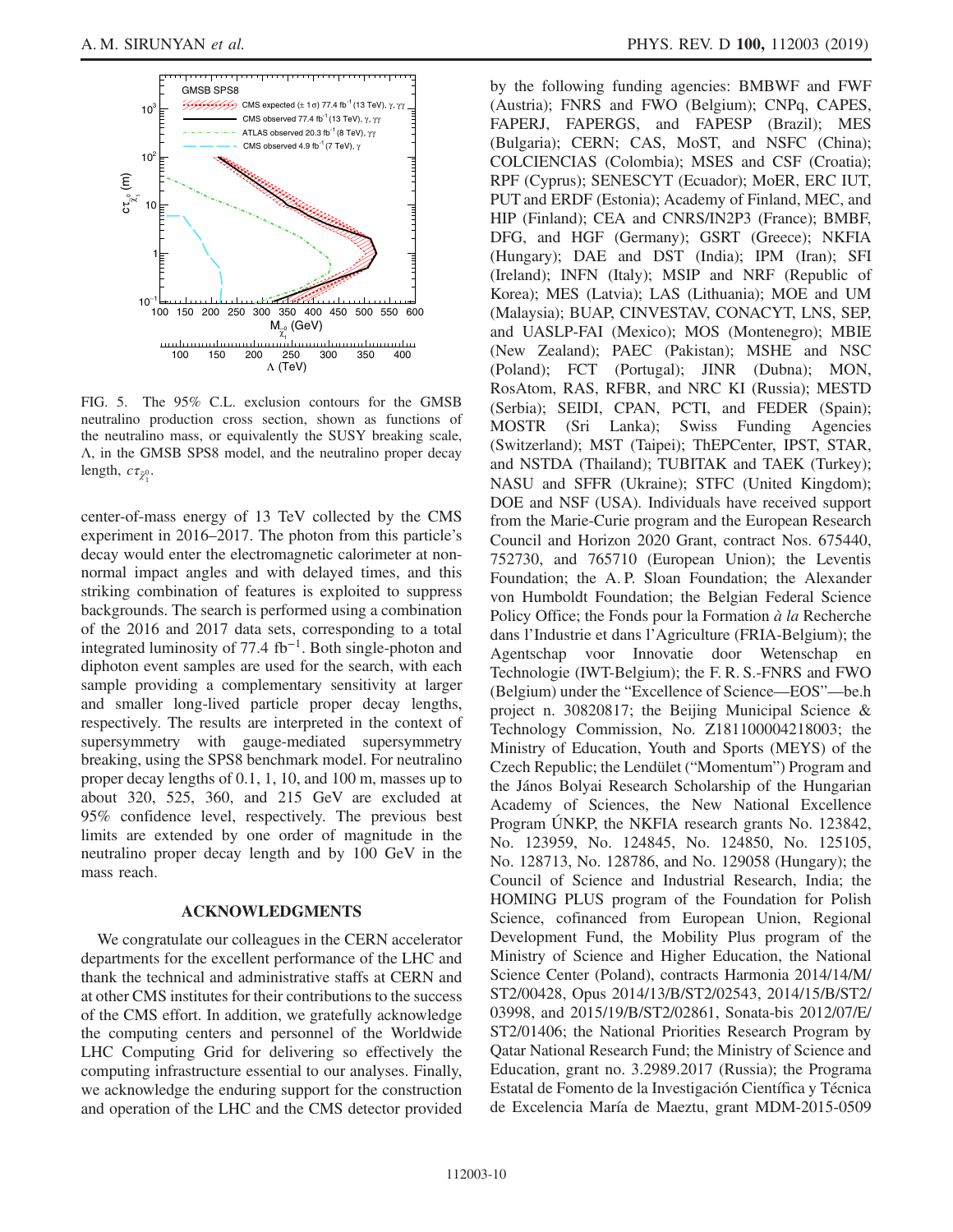FIG. 5. The 95% C.L. exclusion contours for the GMSB neutralino production cross section, shown as functions of the neutralino mass, or equivalently the SUSY breaking scale, $\Lambda$, in the GMSB SPS8 model, and the neutralino proper decay length, $c\tau_{\tilde{\chi}_1^0}$.

center-of-mass energy of 13 TeV collected by the CMS experiment in 2016–2017. The photon from this particle's decay would enter the electromagnetic calorimeter at non-normal impact angles and with delayed times, and this striking combination of features is exploited to suppress backgrounds. The search is performed using a combination of the 2016 and 2017 data sets, corresponding to a total integrated luminosity of 77.4 $\mathrm{fb}^{-1}$. Both single-photon and diphoton event samples are used for the search, with each sample providing a complementary sensitivity at larger and smaller long-lived particle proper decay lengths, respectively. The results are interpreted in the context of supersymmetry with gauge-mediated supersymmetry breaking, using the SPS8 benchmark model. For neutralino proper decay lengths of 0.1, 1, 10, and 100 m, masses up to about 320, 525, 360, and 215 GeV are excluded at 95% confidence level, respectively. The previous best limits are extended by one order of magnitude in the neutralino proper decay length and by 100 GeV in the mass reach.

## ACKNOWLEDGMENTS

We congratulate our colleagues in the CERN accelerator departments for the excellent performance of the LHC and thank the technical and administrative staffs at CERN and at other CMS institutes for their contributions to the success of the CMS effort. In addition, we gratefully acknowledge the computing centers and personnel of the Worldwide LHC Computing Grid for delivering so effectively the computing infrastructure essential to our analyses. Finally, we acknowledge the enduring support for the construction and operation of the LHC and the CMS detector provided by the following funding agencies: BMBWF and FWF (Austria); FNRS and FWO (Belgium); CNPq, CAPES, FAPERJ, FAPERGS, and FAPESP (Brazil); MES (Bulgaria); CERN; CAS, MoST, and NSFC (China); COLCIENCIAS (Colombia); MSES and CSF (Croatia); RPF (Cyprus); SENESCYT (Ecuador); MoER, ERC IUT, PUT and ERDF (Estonia); Academy of Finland, MEC, and HIP (Finland); CEA and CNRS/IN2P3 (France); BMBF, DFG, and HGF (Germany); GSRT (Greece); NKFIA (Hungary); DAE and DST (India); IPM (Iran); SFI (Ireland); INFN (Italy); MSIP and NRF (Republic of Korea); MES (Latvia); LAS (Lithuania); MOE and UM (Malaysia); BUAP, CINVESTAV, CONACYT, LNS, SEP, and UASLP-FAI (Mexico); MOS (Montenegro); MBIE (New Zealand); PAEC (Pakistan); MSHE and NSC (Poland); FCT (Portugal); JINR (Dubna); MON, RosAtom, RAS, RFBR, and NRC KI (Russia); MESTD (Serbia); SEIDI, CPAN, PCTI, and FEDER (Spain); MOSTR (Sri Lanka); Swiss Funding Agencies (Switzerland); MST (Taipei); ThEPCenter, IPST, STAR, and NSTDA (Thailand); TUBITAK and TAEK (Turkey); NASU and SFFR (Ukraine); STFC (United Kingdom); DOE and NSF (USA). Individuals have received support from the Marie-Curie program and the European Research Council and Horizon 2020 Grant, contract Nos. 675440, 752730, and 765710 (European Union); the Leventis Foundation; the A. P. Sloan Foundation; the Alexander von Humboldt Foundation; the Belgian Federal Science Policy Office; the Fonds pour la Formation *à la* Recherche dans l'Industrie et dans l'Agriculture (FRIA-Belgium); the Agentschap voor Innovatie door Wetenschap en Technologie (IWT-Belgium); the F. R. S.-FNRS and FWO (Belgium) under the "Excellence of Science—EOS"—be.h project n. 30820817; the Beijing Municipal Science & Technology Commission, No. Z181100004218003; the Ministry of Education, Youth and Sports (MEYS) of the Czech Republic; the Lendület ("Momentum") Program and the János Bolyai Research Scholarship of the Hungarian Academy of Sciences, the New National Excellence Program ÚNKP, the NKFIA research grants No. 123842, No. 123959, No. 124845, No. 124850, No. 125105, No. 128713, No. 128786, and No. 129058 (Hungary); the Council of Science and Industrial Research, India; the HOMING PLUS program of the Foundation for Polish Science, cofinanced from European Union, Regional Development Fund, the Mobility Plus program of the Ministry of Science and Higher Education, the National Science Center (Poland), contracts Harmonia 2014/14/M/ST2/00428, Opus 2014/13/B/ST2/02543, 2014/15/B/ST2/03998, and 2015/19/B/ST2/02861, Sonata-bis 2012/07/E/ST2/01406; the National Priorities Research Program by Qatar National Research Fund; the Ministry of Science and Education, grant no. 3.2989.2017 (Russia); the Programa Estatal de Fomento de la Investigación Científica y Técnica de Excelencia María de Maeztu, grant MDM-2015-0509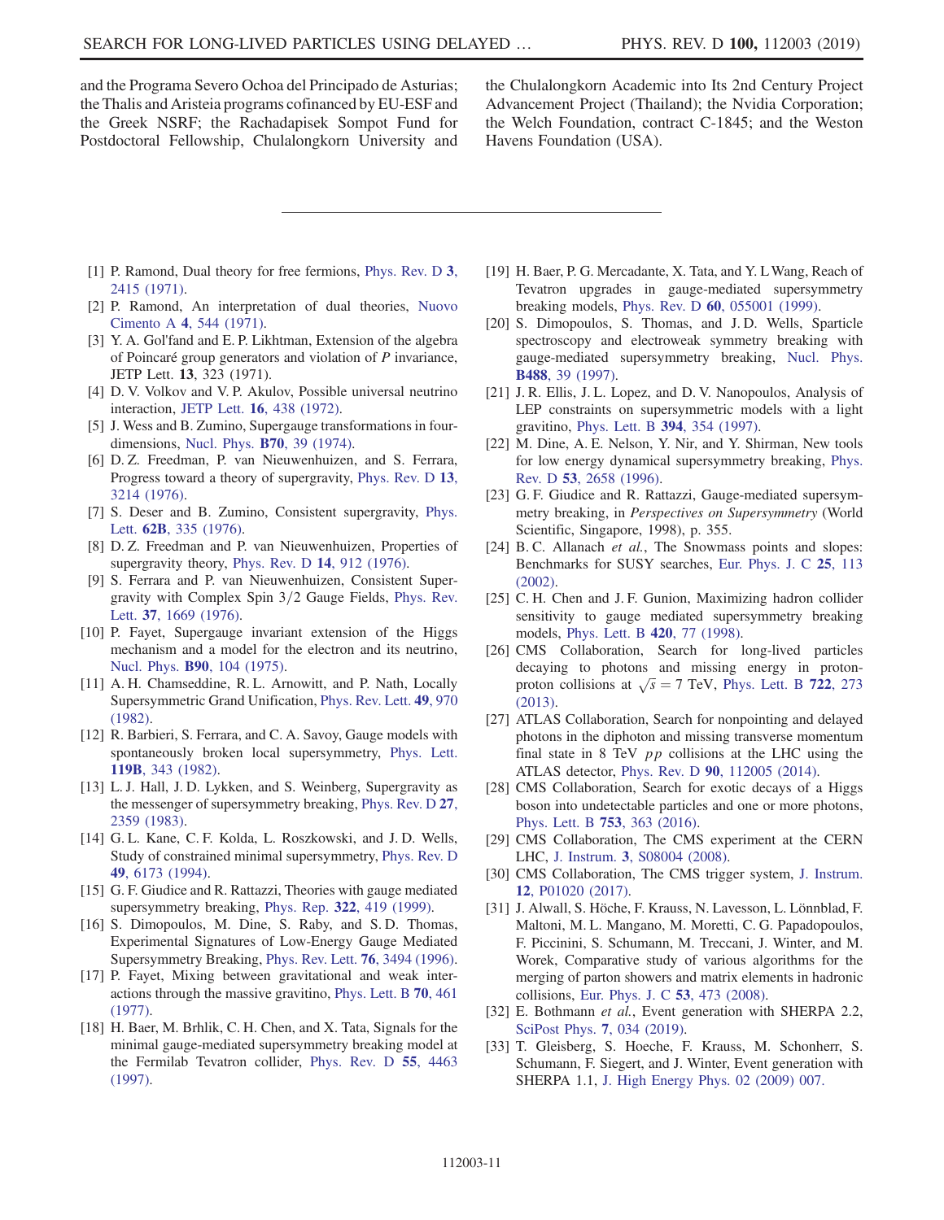and the Programa Severo Ochoa del Principado de Asturias; the Thalis and Aristeia programs cofinanced by EU-ESF and the Greek NSRF; the Rachadapisek Sompot Fund for Postdoctoral Fellowship, Chulalongkorn University and the Chulalongkorn Academic into Its 2nd Century Project Advancement Project (Thailand); the Nvidia Corporation; the Welch Foundation, contract C-1845; and the Weston Havens Foundation (USA).

---

[1] P. Ramond, Dual theory for free fermions, Phys. Rev. D **3**, 2415 (1971).

[2] P. Ramond, An interpretation of dual theories, Nuovo Cimento A **4**, 544 (1971).

[3] Y. A. Gol'fand and E. P. Likhtman, Extension of the algebra of Poincaré group generators and violation of *P* invariance, JETP Lett. **13**, 323 (1971).

[4] D. V. Volkov and V. P. Akulov, Possible universal neutrino interaction, JETP Lett. **16**, 438 (1972).

[5] J. Wess and B. Zumino, Supergauge transformations in four-dimensions, Nucl. Phys. **B70**, 39 (1974).

[6] D. Z. Freedman, P. van Nieuwenhuizen, and S. Ferrara, Progress toward a theory of supergravity, Phys. Rev. D **13**, 3214 (1976).

[7] S. Deser and B. Zumino, Consistent supergravity, Phys. Lett. **62B**, 335 (1976).

[8] D. Z. Freedman and P. van Nieuwenhuizen, Properties of supergravity theory, Phys. Rev. D **14**, 912 (1976).

[9] S. Ferrara and P. van Nieuwenhuizen, Consistent Supergravity with Complex Spin 3/2 Gauge Fields, Phys. Rev. Lett. **37**, 1669 (1976).

[10] P. Fayet, Supergauge invariant extension of the Higgs mechanism and a model for the electron and its neutrino, Nucl. Phys. **B90**, 104 (1975).

[11] A. H. Chamseddine, R. L. Arnowitt, and P. Nath, Locally Supersymmetric Grand Unification, Phys. Rev. Lett. **49**, 970 (1982).

[12] R. Barbieri, S. Ferrara, and C. A. Savoy, Gauge models with spontaneously broken local supersymmetry, Phys. Lett. **119B**, 343 (1982).

[13] L. J. Hall, J. D. Lykken, and S. Weinberg, Supergravity as the messenger of supersymmetry breaking, Phys. Rev. D **27**, 2359 (1983).

[14] G. L. Kane, C. F. Kolda, L. Roszkowski, and J. D. Wells, Study of constrained minimal supersymmetry, Phys. Rev. D **49**, 6173 (1994).

[15] G. F. Giudice and R. Rattazzi, Theories with gauge mediated supersymmetry breaking, Phys. Rep. **322**, 419 (1999).

[16] S. Dimopoulos, M. Dine, S. Raby, and S. D. Thomas, Experimental Signatures of Low-Energy Gauge Mediated Supersymmetry Breaking, Phys. Rev. Lett. **76**, 3494 (1996).

[17] P. Fayet, Mixing between gravitational and weak interactions through the massive gravitino, Phys. Lett. B **70**, 461 (1977).

[18] H. Baer, M. Brhlik, C. H. Chen, and X. Tata, Signals for the minimal gauge-mediated supersymmetry breaking model at the Fermilab Tevatron collider, Phys. Rev. D **55**, 4463 (1997).

[19] H. Baer, P. G. Mercadante, X. Tata, and Y. L Wang, Reach of Tevatron upgrades in gauge-mediated supersymmetry breaking models, Phys. Rev. D **60**, 055001 (1999).

[20] S. Dimopoulos, S. Thomas, and J. D. Wells, Sparticle spectroscopy and electroweak symmetry breaking with gauge-mediated supersymmetry breaking, Nucl. Phys. **B488**, 39 (1997).

[21] J. R. Ellis, J. L. Lopez, and D. V. Nanopoulos, Analysis of LEP constraints on supersymmetric models with a light gravitino, Phys. Lett. B **394**, 354 (1997).

[22] M. Dine, A. E. Nelson, Y. Nir, and Y. Shirman, New tools for low energy dynamical supersymmetry breaking, Phys. Rev. D **53**, 2658 (1996).

[23] G. F. Giudice and R. Rattazzi, Gauge-mediated supersymmetry breaking, in *Perspectives on Supersymmetry* (World Scientific, Singapore, 1998), p. 355.

[24] B. C. Allanach *et al.*, The Snowmass points and slopes: Benchmarks for SUSY searches, Eur. Phys. J. C **25**, 113 (2002).

[25] C. H. Chen and J. F. Gunion, Maximizing hadron collider sensitivity to gauge mediated supersymmetry breaking models, Phys. Lett. B **420**, 77 (1998).

[26] CMS Collaboration, Search for long-lived particles decaying to photons and missing energy in proton-proton collisions at $\sqrt{s} = 7$ TeV, Phys. Lett. B **722**, 273 (2013).

[27] ATLAS Collaboration, Search for nonpointing and delayed photons in the diphoton and missing transverse momentum final state in 8 TeV *pp* collisions at the LHC using the ATLAS detector, Phys. Rev. D **90**, 112005 (2014).

[28] CMS Collaboration, Search for exotic decays of a Higgs boson into undetectable particles and one or more photons, Phys. Lett. B **753**, 363 (2016).

[29] CMS Collaboration, The CMS experiment at the CERN LHC, J. Instrum. **3**, S08004 (2008).

[30] CMS Collaboration, The CMS trigger system, J. Instrum. **12**, P01020 (2017).

[31] J. Alwall, S. Höche, F. Krauss, N. Lavesson, L. Lönnblad, F. Maltoni, M. L. Mangano, M. Moretti, C. G. Papadopoulos, F. Piccinini, S. Schumann, M. Treccani, J. Winter, and M. Worek, Comparative study of various algorithms for the merging of parton showers and matrix elements in hadronic collisions, Eur. Phys. J. C **53**, 473 (2008).

[32] E. Bothmann *et al.*, Event generation with SHERPA 2.2, SciPost Phys. **7**, 034 (2019).

[33] T. Gleisberg, S. Hoeche, F. Krauss, M. Schonherr, S. Schumann, F. Siegert, and J. Winter, Event generation with SHERPA 1.1, J. High Energy Phys. 02 (2009) 007.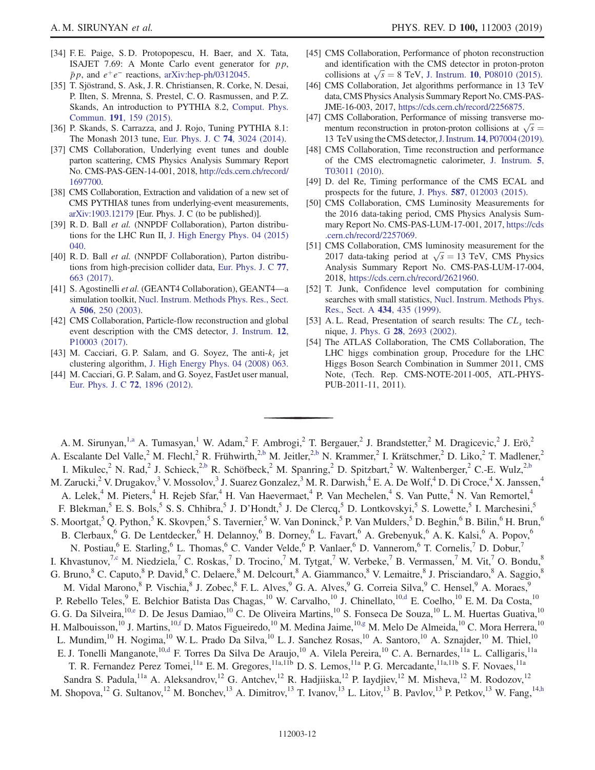[34] F. E. Paige, S. D. Protopopescu, H. Baer, and X. Tata, ISAJET 7.69: A Monte Carlo event generator for $pp$, $\bar{p}p$, and $e^+e^-$ reactions, arXiv:hep-ph/0312045.

[35] T. Sjöstrand, S. Ask, J. R. Christiansen, R. Corke, N. Desai, P. Ilten, S. Mrenna, S. Prestel, C. O. Rasmussen, and P. Z. Skands, An introduction to PYTHIA 8.2, Comput. Phys. Commun. **191**, 159 (2015).

[36] P. Skands, S. Carrazza, and J. Rojo, Tuning PYTHIA 8.1: The Monash 2013 tune, Eur. Phys. J. C **74**, 3024 (2014).

[37] CMS Collaboration, Underlying event tunes and double parton scattering, CMS Physics Analysis Summary Report No. CMS-PAS-GEN-14-001, 2018, http://cds.cern.ch/record/1697700.

[38] CMS Collaboration, Extraction and validation of a new set of CMS PYTHIA8 tunes from underlying-event measurements, arXiv:1903.12179 [Eur. Phys. J. C (to be published)].

[39] R. D. Ball *et al.* (NNPDF Collaboration), Parton distributions for the LHC Run II, J. High Energy Phys. 04 (2015) 040.

[40] R. D. Ball *et al.* (NNPDF Collaboration), Parton distributions from high-precision collider data, Eur. Phys. J. C **77**, 663 (2017).

[41] S. Agostinelli *et al.* (GEANT4 Collaboration), GEANT4—a simulation toolkit, Nucl. Instrum. Methods Phys. Res., Sect. A **506**, 250 (2003).

[42] CMS Collaboration, Particle-flow reconstruction and global event description with the CMS detector, J. Instrum. **12**, P10003 (2017).

[43] M. Cacciari, G. P. Salam, and G. Soyez, The anti-$k_t$ jet clustering algorithm, J. High Energy Phys. 04 (2008) 063.

[44] M. Cacciari, G. P. Salam, and G. Soyez, FastJet user manual, Eur. Phys. J. C **72**, 1896 (2012).

[45] CMS Collaboration, Performance of photon reconstruction and identification with the CMS detector in proton-proton collisions at $\sqrt{s} = 8$ TeV, J. Instrum. **10**, P08010 (2015).

[46] CMS Collaboration, Jet algorithms performance in 13 TeV data, CMS Physics Analysis Summary Report No. CMS-PAS-JME-16-003, 2017, https://cds.cern.ch/record/2256875.

[47] CMS Collaboration, Performance of missing transverse momentum reconstruction in proton-proton collisions at $\sqrt{s} = 13$ TeV using the CMS detector, J. Instrum. **14**, P07004 (2019).

[48] CMS Collaboration, Time reconstruction and performance of the CMS electromagnetic calorimeter, J. Instrum. **5**, T03011 (2010).

[49] D. del Re, Timing performance of the CMS ECAL and prospects for the future, J. Phys. **587**, 012003 (2015).

[50] CMS Collaboration, CMS Luminosity Measurements for the 2016 data-taking period, CMS Physics Analysis Summary Report No. CMS-PAS-LUM-17-001, 2017, https://cds.cern.ch/record/2257069.

[51] CMS Collaboration, CMS luminosity measurement for the 2017 data-taking period at $\sqrt{s} = 13$ TeV, CMS Physics Analysis Summary Report No. CMS-PAS-LUM-17-004, 2018, https://cds.cern.ch/record/2621960.

[52] T. Junk, Confidence level computation for combining searches with small statistics, Nucl. Instrum. Methods Phys. Res., Sect. A **434**, 435 (1999).

[53] A. L. Read, Presentation of search results: The $CL_s$ technique, J. Phys. G **28**, 2693 (2002).

[54] The ATLAS Collaboration, The CMS Collaboration, The LHC higgs combination group, Procedure for the LHC Higgs Boson Search Combination in Summer 2011, CMS Note, (Tech. Rep. CMS-NOTE-2011-005, ATL-PHYS-PUB-2011-11, 2011).

---

A. M. Sirunyan,[1,a] A. Tumasyan,[1] W. Adam,[2] F. Ambrogi,[2] T. Bergauer,[2] J. Brandstetter,[2] M. Dragicevic,[2] J. Erö,[2] A. Escalante Del Valle,[2] M. Flechl,[2] R. Frühwirth,[2,b] M. Jeitler,[2,b] N. Krammer,[2] I. Krätschmer,[2] D. Liko,[2] T. Madlener,[2] I. Mikulec,[2] N. Rad,[2] J. Schieck,[2,b] R. Schöfbeck,[2] M. Spanring,[2] D. Spitzbart,[2] W. Waltenberger,[2] C.-E. Wulz,[2,b] M. Zarucki,[2] V. Drugakov,[3] V. Mossolov,[3] J. Suarez Gonzalez,[3] M. R. Darwish,[4] E. A. De Wolf,[4] D. Di Croce,[4] X. Janssen,[4] A. Lelek,[4] M. Pieters,[4] H. Rejeb Sfar,[4] H. Van Haevermaet,[4] P. Van Mechelen,[4] S. Van Putte,[4] N. Van Remortel,[4] F. Blekman,[5] E. S. Bols,[5] S. S. Chhibra,[5] J. D'Hondt,[5] J. De Clercq,[5] D. Lontkovskyi,[5] S. Lowette,[5] I. Marchesini,[5] S. Moortgat,[5] Q. Python,[5] K. Skovpen,[5] S. Tavernier,[5] W. Van Doninck,[5] P. Van Mulders,[5] D. Beghin,[6] B. Bilin,[6] H. Brun,[6] B. Clerbaux,[6] G. De Lentdecker,[6] H. Delannoy,[6] B. Dorney,[6] L. Favart,[6] A. Grebenyuk,[6] A. K. Kalsi,[6] A. Popov,[6] N. Postiau,[6] E. Starling,[6] L. Thomas,[6] C. Vander Velde,[6] P. Vanlaer,[6] D. Vannerom,[6] T. Cornelis,[7] D. Dobur,[7] I. Khvastunov,[7,c] M. Niedziela,[7] C. Roskas,[7] D. Trocino,[7] M. Tytgat,[7] W. Verbeke,[7] B. Vermassen,[7] M. Vit,[7] O. Bondu,[8] G. Bruno,[8] C. Caputo,[8] P. David,[8] C. Delaere,[8] M. Delcourt,[8] A. Giammanco,[8] V. Lemaitre,[8] J. Prisciandaro,[8] A. Saggio,[8] M. Vidal Marono,[8] P. Vischia,[8] J. Zobec,[8] F. L. Alves,[9] G. A. Alves,[9] G. Correia Silva,[9] C. Hensel,[9] A. Moraes,[9] P. Rebello Teles,[9] E. Belchior Batista Das Chagas,[10] W. Carvalho,[10] J. Chinellato,[10,d] E. Coelho,[10] E. M. Da Costa,[10] G. G. Da Silveira,[10,e] D. De Jesus Damiao,[10] C. De Oliveira Martins,[10] S. Fonseca De Souza,[10] L. M. Huertas Guativa,[10] H. Malbouisson,[10] J. Martins,[10,f] D. Matos Figueiredo,[10] M. Medina Jaime,[10,g] M. Melo De Almeida,[10] C. Mora Herrera,[10] L. Mundim,[10] H. Nogima,[10] W. L. Prado Da Silva,[10] L. J. Sanchez Rosas,[10] A. Santoro,[10] A. Sznajder,[10] M. Thiel,[10] E. J. Tonelli Manganote,[10,d] F. Torres Da Silva De Araujo,[10] A. Vilela Pereira,[10] C. A. Bernardes,[11a] L. Calligaris,[11a] T. R. Fernandez Perez Tomei,[11a] E. M. Gregores,[11a,11b] D. S. Lemos,[11a] P. G. Mercadante,[11a,11b] S. F. Novaes,[11a] Sandra S. Padula,[11a] A. Aleksandrov,[12] G. Antchev,[12] R. Hadjiiska,[12] P. Iaydjiev,[12] M. Misheva,[12] M. Rodozov,[12] M. Shopova,[12] G. Sultanov,[12] M. Bonchev,[13] A. Dimitrov,[13] T. Ivanov,[13] L. Litov,[13] B. Pavlov,[13] P. Petkov,[13] W. Fang,[14,h]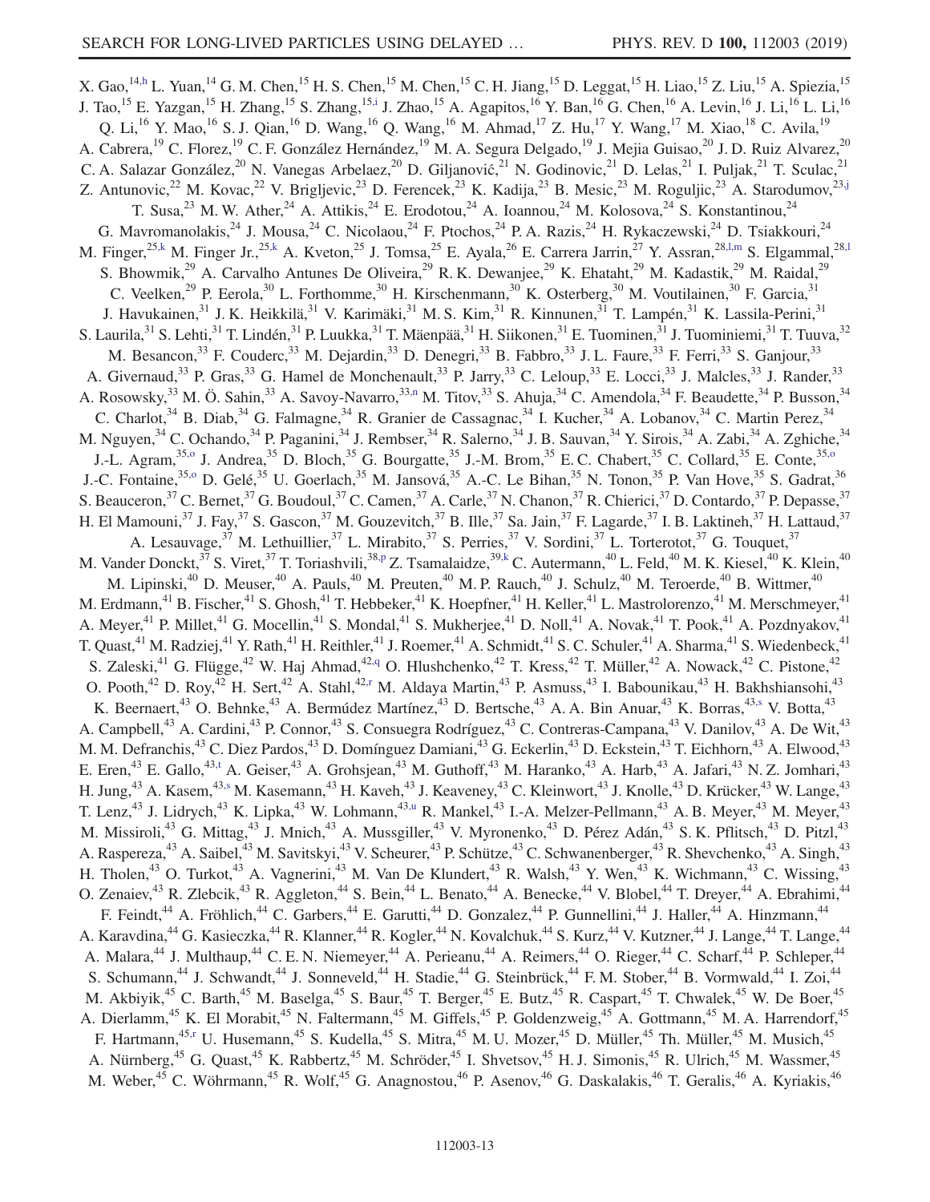X. Gao,[14,h] L. Yuan,[14] G. M. Chen,[15] H. S. Chen,[15] M. Chen,[15] C. H. Jiang,[15] D. Leggat,[15] H. Liao,[15] Z. Liu,[15] A. Spiezia,[15] J. Tao,[15] E. Yazgan,[15] H. Zhang,[15] S. Zhang,[15,i] J. Zhao,[15] A. Agapitos,[16] Y. Ban,[16] G. Chen,[16] A. Levin,[16] J. Li,[16] L. Li,[16] Q. Li,[16] Y. Mao,[16] S. J. Qian,[16] D. Wang,[16] Q. Wang,[16] M. Ahmad,[17] Z. Hu,[17] Y. Wang,[17] M. Xiao,[18] C. Avila,[19] A. Cabrera,[19] C. Florez,[19] C. F. González Hernández,[19] M. A. Segura Delgado,[19] J. Mejia Guisao,[20] J. D. Ruiz Alvarez,[20] C. A. Salazar González,[20] N. Vanegas Arbelaez,[20] D. Giljanović,[21] N. Godinovic,[21] D. Lelas,[21] I. Puljak,[21] T. Sculac,[21] Z. Antunovic,[22] M. Kovac,[22] V. Brigljevic,[23] D. Ferencek,[23] K. Kadija,[23] B. Mesic,[23] M. Roguljic,[23] A. Starodumov,[23,j] T. Susa,[23] M. W. Ather,[24] A. Attikis,[24] E. Erodotou,[24] A. Ioannou,[24] M. Kolosova,[24] S. Konstantinou,[24] G. Mavromanolakis,[24] J. Mousa,[24] C. Nicolaou,[24] F. Ptochos,[24] P. A. Razis,[24] H. Rykaczewski,[24] D. Tsiakkouri,[24] M. Finger,[25,k] M. Finger Jr.,[25,k] A. Kveton,[25] J. Tomsa,[25] E. Ayala,[26] E. Carrera Jarrin,[27] Y. Assran,[28,l,m] S. Elgammal,[28,l] S. Bhowmik,[29] A. Carvalho Antunes De Oliveira,[29] R. K. Dewanjee,[29] K. Ehataht,[29] M. Kadastik,[29] M. Raidal,[29] C. Veelken,[29] P. Eerola,[30] L. Forthomme,[30] H. Kirschenmann,[30] K. Osterberg,[30] M. Voutilainen,[30] F. Garcia,[31] J. Havukainen,[31] J. K. Heikkilä,[31] V. Karimäki,[31] M. S. Kim,[31] R. Kinnunen,[31] T. Lampén,[31] K. Lassila-Perini,[31] S. Laurila,[31] S. Lehti,[31] T. Lindén,[31] P. Luukka,[31] T. Mäenpää,[31] H. Siikonen,[31] E. Tuominen,[31] J. Tuominiemi,[31] T. Tuuva,[32] M. Besancon,[33] F. Couderc,[33] M. Dejardin,[33] D. Denegri,[33] B. Fabbro,[33] J. L. Faure,[33] F. Ferri,[33] S. Ganjour,[33] A. Givernaud,[33] P. Gras,[33] G. Hamel de Monchenault,[33] P. Jarry,[33] C. Leloup,[33] E. Locci,[33] J. Malcles,[33] J. Rander,[33] A. Rosowsky,[33] M. Ö. Sahin,[33] A. Savoy-Navarro,[33,n] M. Titov,[33] S. Ahuja,[34] C. Amendola,[34] F. Beaudette,[34] P. Busson,[34] C. Charlot,[34] B. Diab,[34] G. Falmagne,[34] R. Granier de Cassagnac,[34] I. Kucher,[34] A. Lobanov,[34] C. Martin Perez,[34] M. Nguyen,[34] C. Ochando,[34] P. Paganini,[34] J. Rembser,[34] R. Salerno,[34] J. B. Sauvan,[34] Y. Sirois,[34] A. Zabi,[34] A. Zghiche,[34] J.-L. Agram,[35,o] J. Andrea,[35] D. Bloch,[35] G. Bourgatte,[35] J.-M. Brom,[35] E. C. Chabert,[35] C. Collard,[35] E. Conte,[35,o] J.-C. Fontaine,[35,o] D. Gelé,[35] U. Goerlach,[35] M. Jansová,[35] A.-C. Le Bihan,[35] N. Tonon,[35] P. Van Hove,[35] S. Gadrat,[36] S. Beauceron,[37] C. Bernet,[37] G. Boudoul,[37] C. Camen,[37] A. Carle,[37] N. Chanon,[37] R. Chierici,[37] D. Contardo,[37] P. Depasse,[37] H. El Mamouni,[37] J. Fay,[37] S. Gascon,[37] M. Gouzevitch,[37] B. Ille,[37] Sa. Jain,[37] F. Lagarde,[37] I. B. Laktineh,[37] H. Lattaud,[37] A. Lesauvage,[37] M. Lethuillier,[37] L. Mirabito,[37] S. Perries,[37] V. Sordini,[37] L. Torterotot,[37] G. Touquet,[37] M. Vander Donckt,[37] S. Viret,[37] T. Toriashvili,[38,p] Z. Tsamalaidze,[39,k] C. Autermann,[40] L. Feld,[40] M. K. Kiesel,[40] K. Klein,[40] M. Lipinski,[40] D. Meuser,[40] A. Pauls,[40] M. Preuten,[40] M. P. Rauch,[40] J. Schulz,[40] M. Teroerde,[40] B. Wittmer,[40] M. Erdmann,[41] B. Fischer,[41] S. Ghosh,[41] T. Hebbeker,[41] K. Hoepfner,[41] H. Keller,[41] L. Mastrolorenzo,[41] M. Merschmeyer,[41] A. Meyer,[41] P. Millet,[41] G. Mocellin,[41] S. Mondal,[41] S. Mukherjee,[41] D. Noll,[41] A. Novak,[41] T. Pook,[41] A. Pozdnyakov,[41] T. Quast,[41] M. Radziej,[41] Y. Rath,[41] H. Reithler,[41] J. Roemer,[41] A. Schmidt,[41] S. C. Schuler,[41] A. Sharma,[41] S. Wiedenbeck,[41] S. Zaleski,[41] G. Flügge,[42] W. Haj Ahmad,[42,q] O. Hlushchenko,[42] T. Kress,[42] T. Müller,[42] A. Nowack,[42] C. Pistone,[42] O. Pooth,[42] D. Roy,[42] H. Sert,[42] A. Stahl,[42,r] M. Aldaya Martin,[43] P. Asmuss,[43] I. Babounikau,[43] H. Bakhshiansohi,[43] K. Beernaert,[43] O. Behnke,[43] A. Bermúdez Martínez,[43] D. Bertsche,[43] A. A. Bin Anuar,[43] K. Borras,[43,s] V. Botta,[43] A. Campbell,[43] A. Cardini,[43] P. Connor,[43] S. Consuegra Rodríguez,[43] C. Contreras-Campana,[43] V. Danilov,[43] A. De Wit,[43] M. M. Defranchis,[43] C. Diez Pardos,[43] D. Domínguez Damiani,[43] G. Eckerlin,[43] D. Eckstein,[43] T. Eichhorn,[43] A. Elwood,[43] E. Eren,[43] E. Gallo,[43,t] A. Geiser,[43] A. Grohsjean,[43] M. Guthoff,[43] M. Haranko,[43] A. Harb,[43] A. Jafari,[43] N. Z. Jomhari,[43] H. Jung,[43] A. Kasem,[43,s] M. Kasemann,[43] H. Kaveh,[43] J. Keaveney,[43] C. Kleinwort,[43] J. Knolle,[43] D. Krücker,[43] W. Lange,[43] T. Lenz,[43] J. Lidrych,[43] K. Lipka,[43] W. Lohmann,[43,u] R. Mankel,[43] I.-A. Melzer-Pellmann,[43] A. B. Meyer,[43] M. Meyer,[43] M. Missiroli,[43] G. Mittag,[43] J. Mnich,[43] A. Mussgiller,[43] V. Myronenko,[43] D. Pérez Adán,[43] S. K. Pflitsch,[43] D. Pitzl,[43] A. Raspereza,[43] A. Saibel,[43] M. Savitskyi,[43] V. Scheurer,[43] P. Schütze,[43] C. Schwanenberger,[43] R. Shevchenko,[43] A. Singh,[43] H. Tholen,[43] O. Turkot,[43] A. Vagnerini,[43] M. Van De Klundert,[43] R. Walsh,[43] Y. Wen,[43] K. Wichmann,[43] C. Wissing,[43] O. Zenaiev,[43] R. Zlebcik,[43] R. Aggleton,[44] S. Bein,[44] L. Benato,[44] A. Benecke,[44] V. Blobel,[44] T. Dreyer,[44] A. Ebrahimi,[44] F. Feindt,[44] A. Fröhlich,[44] C. Garbers,[44] E. Garutti,[44] D. Gonzalez,[44] P. Gunnellini,[44] J. Haller,[44] A. Hinzmann,[44] A. Karavdina,[44] G. Kasieczka,[44] R. Klanner,[44] R. Kogler,[44] N. Kovalchuk,[44] S. Kurz,[44] V. Kutzner,[44] J. Lange,[44] T. Lange,[44] A. Malara,[44] J. Multhaup,[44] C. E. N. Niemeyer,[44] A. Perieanu,[44] A. Reimers,[44] O. Rieger,[44] C. Scharf,[44] P. Schleper,[44] S. Schumann,[44] J. Schwandt,[44] J. Sonneveld,[44] H. Stadie,[44] G. Steinbrück,[44] F. M. Stober,[44] B. Vormwald,[44] I. Zoi,[44] M. Akbiyik,[45] C. Barth,[45] M. Baselga,[45] S. Baur,[45] T. Berger,[45] E. Butz,[45] R. Caspart,[45] T. Chwalek,[45] W. De Boer,[45] A. Dierlamm,[45] K. El Morabit,[45] N. Faltermann,[45] M. Giffels,[45] P. Goldenzweig,[45] A. Gottmann,[45] M. A. Harrendorf,[45] F. Hartmann,[45,r] U. Husemann,[45] S. Kudella,[45] S. Mitra,[45] M. U. Mozer,[45] D. Müller,[45] Th. Müller,[45] M. Musich,[45] A. Nürnberg,[45] G. Quast,[45] K. Rabbertz,[45] M. Schröder,[45] I. Shvetsov,[45] H. J. Simonis,[45] R. Ulrich,[45] M. Wassmer,[45] M. Weber,[45] C. Wöhrmann,[45] R. Wolf,[45] G. Anagnostou,[46] P. Asenov,[46] G. Daskalakis,[46] T. Geralis,[46] A. Kyriakis,[46]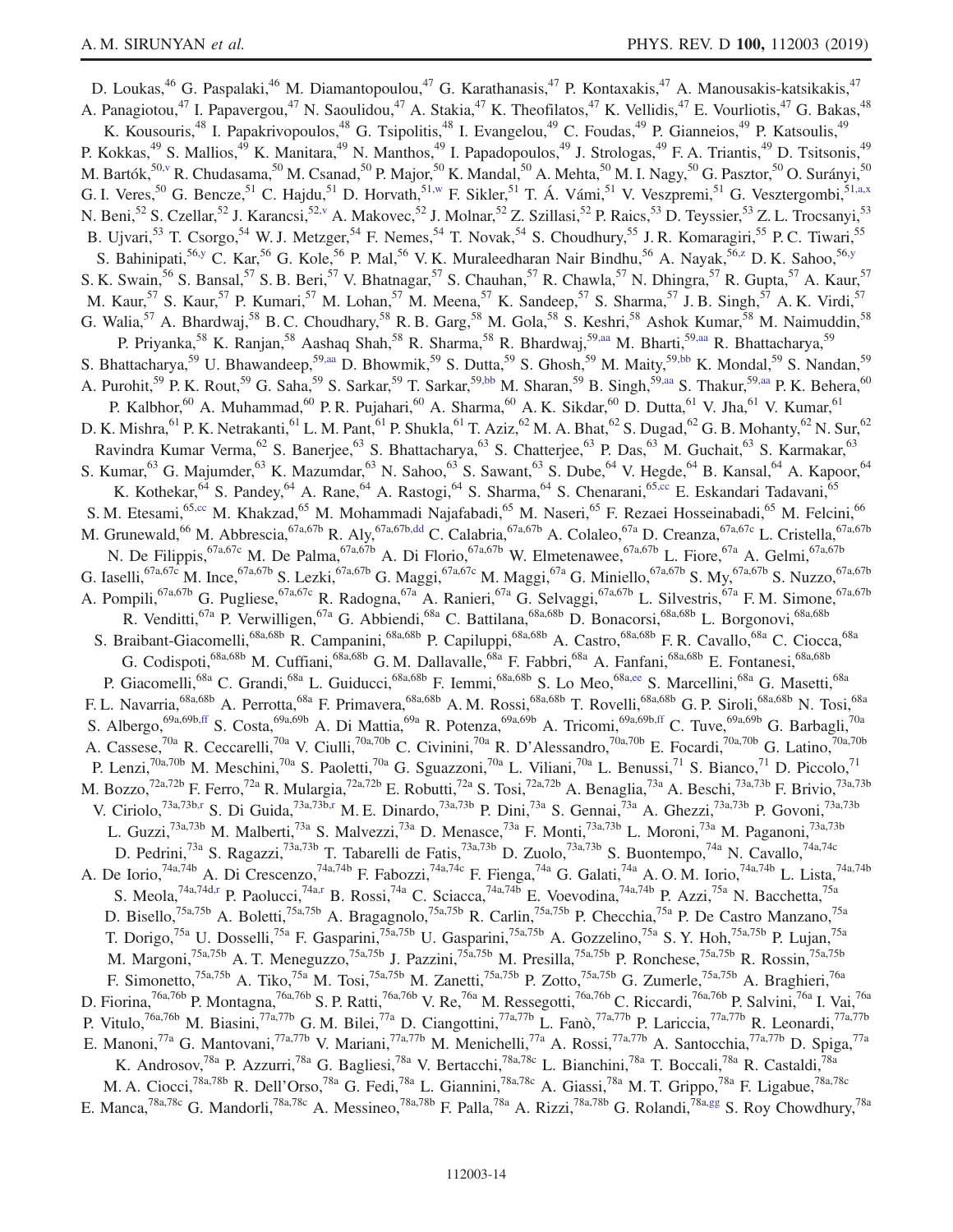D. Loukas,[46] G. Paspalaki,[46] M. Diamantopoulou,[47] G. Karathanasis,[47] P. Kontaxakis,[47] A. Manousakis-katsikakis,[47] A. Panagiotou,[47] I. Papavergou,[47] N. Saoulidou,[47] A. Stakia,[47] K. Theofilatos,[47] K. Vellidis,[47] E. Vourliotis,[47] G. Bakas,[48] K. Kousouris,[48] I. Papakrivopoulos,[48] G. Tsipolitis,[48] I. Evangelou,[49] C. Foudas,[49] P. Gianneios,[49] P. Katsoulis,[49] P. Kokkas,[49] S. Mallios,[49] K. Manitara,[49] N. Manthos,[49] I. Papadopoulos,[49] J. Strologas,[49] F. A. Triantis,[49] D. Tsitsonis,[49] M. Bartók,[50,v] R. Chudasama,[50] M. Csanad,[50] P. Major,[50] K. Mandal,[50] A. Mehta,[50] M. I. Nagy,[50] G. Pasztor,[50] O. Surányi,[50] G. I. Veres,[50] G. Bencze,[51] C. Hajdu,[51] D. Horvath,[51,w] F. Sikler,[51] T. Á. Vámi,[51] V. Veszpremi,[51] G. Vesztergombi,[51,a,x] N. Beni,[52] S. Czellar,[52] J. Karancsi,[52,v] A. Makovec,[52] J. Molnar,[52] Z. Szillasi,[52] P. Raics,[53] D. Teyssier,[53] Z. L. Trocsanyi,[53] B. Ujvari,[53] T. Csorgo,[54] W. J. Metzger,[54] F. Nemes,[54] T. Novak,[54] S. Choudhury,[55] J. R. Komaragiri,[55] P. C. Tiwari,[55] S. Bahinipati,[56,y] C. Kar,[56] G. Kole,[56] P. Mal,[56] V. K. Muraleedharan Nair Bindhu,[56] A. Nayak,[56,z] D. K. Sahoo,[56,y] S. K. Swain,[56] S. Bansal,[57] S. B. Beri,[57] V. Bhatnagar,[57] S. Chauhan,[57] R. Chawla,[57] N. Dhingra,[57] R. Gupta,[57] A. Kaur,[57] M. Kaur,[57] S. Kaur,[57] P. Kumari,[57] M. Lohan,[57] M. Meena,[57] K. Sandeep,[57] S. Sharma,[57] J. B. Singh,[57] A. K. Virdi,[57] G. Walia,[57] A. Bhardwaj,[58] B. C. Choudhary,[58] R. B. Garg,[58] M. Gola,[58] S. Keshri,[58] Ashok Kumar,[58] M. Naimuddin,[58] P. Priyanka,[58] K. Ranjan,[58] Aashaq Shah,[58] R. Sharma,[58] R. Bhardwaj,[59,aa] M. Bharti,[59,aa] R. Bhattacharya,[59] S. Bhattacharya,[59] U. Bhawandeep,[59,aa] D. Bhowmik,[59] S. Dutta,[59] S. Ghosh,[59] M. Maity,[59,bb] K. Mondal,[59] S. Nandan,[59] A. Purohit,[59] P. K. Rout,[59] G. Saha,[59] S. Sarkar,[59] T. Sarkar,[59,bb] M. Sharan,[59] B. Singh,[59,aa] S. Thakur,[59,aa] P. K. Behera,[60] P. Kalbhor,[60] A. Muhammad,[60] P. R. Pujahari,[60] A. Sharma,[60] A. K. Sikdar,[60] D. Dutta,[61] V. Jha,[61] V. Kumar,[61] D. K. Mishra,[61] P. K. Netrakanti,[61] L. M. Pant,[61] P. Shukla,[61] T. Aziz,[62] M. A. Bhat,[62] S. Dugad,[62] G. B. Mohanty,[62] N. Sur,[62] Ravindra Kumar Verma,[62] S. Banerjee,[63] S. Bhattacharya,[63] S. Chatterjee,[63] P. Das,[63] M. Guchait,[63] S. Karmakar,[63] S. Kumar,[63] G. Majumder,[63] K. Mazumdar,[63] N. Sahoo,[63] S. Sawant,[63] S. Dube,[64] V. Hegde,[64] B. Kansal,[64] A. Kapoor,[64] K. Kothekar,[64] S. Pandey,[64] A. Rane,[64] A. Rastogi,[64] S. Sharma,[64] S. Chenarani,[65,cc] E. Eskandari Tadavani,[65] S. M. Etesami,[65,cc] M. Khakzad,[65] M. Mohammadi Najafabadi,[65] M. Naseri,[65] F. Rezaei Hosseinabadi,[65] M. Felcini,[66] M. Grunewald,[66] M. Abbrescia,[67a,67b] R. Aly,[67a,67b,dd] C. Calabria,[67a,67b] A. Colaleo,[67a] D. Creanza,[67a,67c] L. Cristella,[67a,67b] N. De Filippis,[67a,67c] M. De Palma,[67a,67b] A. Di Florio,[67a,67b] W. Elmetenawee,[67a,67b] L. Fiore,[67a] A. Gelmi,[67a,67b] G. Iaselli,[67a,67c] M. Ince,[67a,67b] S. Lezki,[67a,67b] G. Maggi,[67a,67c] M. Maggi,[67a] G. Miniello,[67a,67b] S. My,[67a,67b] S. Nuzzo,[67a,67b] A. Pompili,[67a,67b] G. Pugliese,[67a,67c] R. Radogna,[67a] A. Ranieri,[67a] G. Selvaggi,[67a,67b] L. Silvestris,[67a] F. M. Simone,[67a,67b] R. Venditti,[67a] P. Verwilligen,[67a] G. Abbiendi,[68a] C. Battilana,[68a,68b] D. Bonacorsi,[68a,68b] L. Borgonovi,[68a,68b] S. Braibant-Giacomelli,[68a,68b] R. Campanini,[68a,68b] P. Capiluppi,[68a,68b] A. Castro,[68a,68b] F. R. Cavallo,[68a] C. Ciocca,[68a] G. Codispoti,[68a,68b] M. Cuffiani,[68a,68b] G. M. Dallavalle,[68a] F. Fabbri,[68a] A. Fanfani,[68a,68b] E. Fontanesi,[68a,68b] P. Giacomelli,[68a] C. Grandi,[68a] L. Guiducci,[68a,68b] F. Iemmi,[68a,68b] S. Lo Meo,[68a,ee] S. Marcellini,[68a] G. Masetti,[68a] F. L. Navarria,[68a,68b] A. Perrotta,[68a] F. Primavera,[68a,68b] A. M. Rossi,[68a,68b] T. Rovelli,[68a,68b] G. P. Siroli,[68a,68b] N. Tosi,[68a] S. Albergo,[69a,69b,ff] S. Costa,[69a,69b] A. Di Mattia,[69a] R. Potenza,[69a,69b] A. Tricomi,[69a,69b,ff] C. Tuve,[69a,69b] G. Barbagli,[70a] A. Cassese,[70a] R. Ceccarelli,[70a] V. Ciulli,[70a,70b] C. Civinini,[70a] R. D'Alessandro,[70a,70b] E. Focardi,[70a,70b] G. Latino,[70a,70b] P. Lenzi,[70a,70b] M. Meschini,[70a] S. Paoletti,[70a] G. Sguazzoni,[70a] L. Viliani,[70a] L. Benussi,[71] S. Bianco,[71] D. Piccolo,[71] M. Bozzo,[72a,72b] F. Ferro,[72a] R. Mulargia,[72a,72b] E. Robutti,[72a] S. Tosi,[72a,72b] A. Benaglia,[73a] A. Beschi,[73a,73b] F. Brivio,[73a,73b] V. Ciriolo,[73a,73b,r] S. Di Guida,[73a,73b,r] M. E. Dinardo,[73a,73b] P. Dini,[73a] S. Gennai,[73a] A. Ghezzi,[73a,73b] P. Govoni,[73a,73b] L. Guzzi,[73a,73b] M. Malberti,[73a] S. Malvezzi,[73a] D. Menasce,[73a] F. Monti,[73a,73b] L. Moroni,[73a] M. Paganoni,[73a,73b] D. Pedrini,[73a] S. Ragazzi,[73a,73b] T. Tabarelli de Fatis,[73a,73b] D. Zuolo,[73a,73b] S. Buontempo,[74a] N. Cavallo,[74a,74c] A. De Iorio,[74a,74b] A. Di Crescenzo,[74a,74b] F. Fabozzi,[74a,74c] F. Fienga,[74a] G. Galati,[74a] A. O. M. Iorio,[74a,74b] L. Lista,[74a,74b] S. Meola,[74a,74d,r] P. Paolucci,[74a,r] B. Rossi,[74a] C. Sciacca,[74a,74b] E. Voevodina,[74a,74b] P. Azzi,[75a] N. Bacchetta,[75a] D. Bisello,[75a,75b] A. Boletti,[75a,75b] A. Bragagnolo,[75a,75b] R. Carlin,[75a,75b] P. Checchia,[75a] P. De Castro Manzano,[75a] T. Dorigo,[75a] U. Dosselli,[75a] F. Gasparini,[75a,75b] U. Gasparini,[75a,75b] A. Gozzelino,[75a] S. Y. Hoh,[75a,75b] P. Lujan,[75a] M. Margoni,[75a,75b] A. T. Meneguzzo,[75a,75b] J. Pazzini,[75a,75b] M. Presilla,[75a,75b] P. Ronchese,[75a,75b] R. Rossin,[75a,75b] F. Simonetto,[75a,75b] A. Tiko,[75a] M. Tosi,[75a,75b] M. Zanetti,[75a,75b] P. Zotto,[75a,75b] G. Zumerle,[75a,75b] A. Braghieri,[76a] D. Fiorina,[76a,76b] P. Montagna,[76a,76b] S. P. Ratti,[76a,76b] V. Re,[76a] M. Ressegotti,[76a,76b] C. Riccardi,[76a,76b] P. Salvini,[76a] I. Vai,[76a] P. Vitulo,[76a,76b] M. Biasini,[77a,77b] G. M. Bilei,[77a] D. Ciangottini,[77a,77b] L. Fanò,[77a,77b] P. Lariccia,[77a,77b] R. Leonardi,[77a,77b] E. Manoni,[77a] G. Mantovani,[77a,77b] V. Mariani,[77a,77b] M. Menichelli,[77a] A. Rossi,[77a,77b] A. Santocchia,[77a,77b] D. Spiga,[77a] K. Androsov,[78a] P. Azzurri,[78a] G. Bagliesi,[78a] V. Bertacchi,[78a,78c] L. Bianchini,[78a] T. Boccali,[78a] R. Castaldi,[78a] M. A. Ciocci,[78a,78b] R. Dell'Orso,[78a] G. Fedi,[78a] L. Giannini,[78a,78c] A. Giassi,[78a] M. T. Grippo,[78a] F. Ligabue,[78a,78c] E. Manca,[78a,78c] G. Mandorli,[78a,78c] A. Messineo,[78a,78b] F. Palla,[78a] A. Rizzi,[78a,78b] G. Rolandi,[78a,gg] S. Roy Chowdhury,[78a]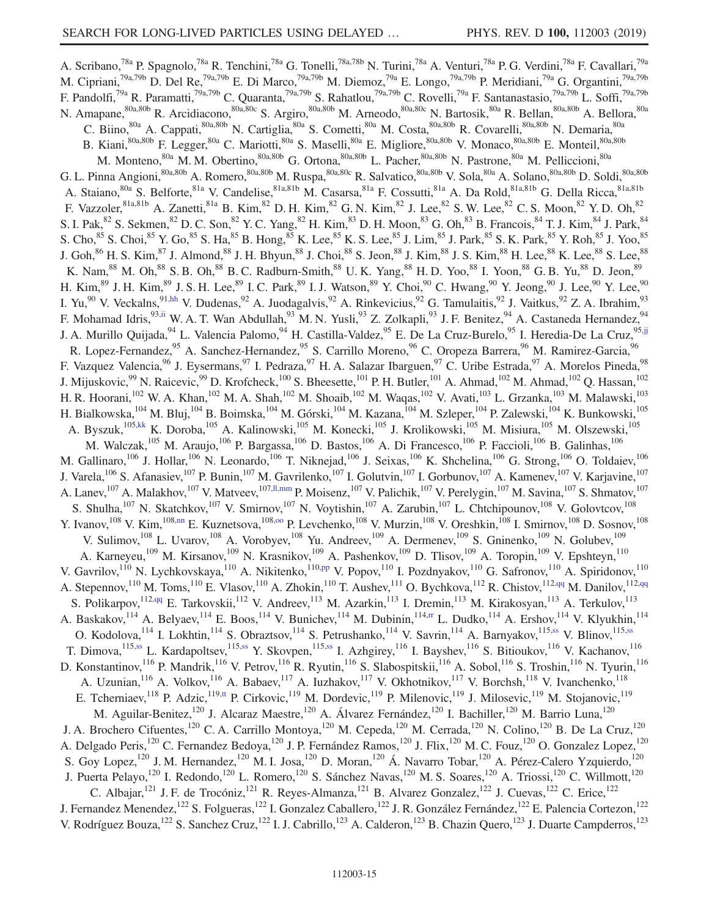A. Scribano,[78a] P. Spagnolo,[78a] R. Tenchini,[78a] G. Tonelli,[78a,78b] N. Turini,[78a] A. Venturi,[78a] P. G. Verdini,[78a] F. Cavallari,[79a] M. Cipriani,[79a,79b] D. Del Re,[79a,79b] E. Di Marco,[79a,79b] M. Diemoz,[79a] E. Longo,[79a,79b] P. Meridiani,[79a] G. Organtini,[79a,79b] F. Pandolfi,[79a] R. Paramatti,[79a,79b] C. Quaranta,[79a,79b] S. Rahatlou,[79a,79b] C. Rovelli,[79a] F. Santanastasio,[79a,79b] L. Soffi,[79a,79b] N. Amapane,[80a,80b] R. Arcidiacono,[80a,80c] S. Argiro,[80a,80b] M. Arneodo,[80a,80c] N. Bartosik,[80a] R. Bellan,[80a,80b] A. Bellora,[80a] C. Biino,[80a] A. Cappati,[80a,80b] N. Cartiglia,[80a] S. Cometti,[80a] M. Costa,[80a,80b] R. Covarelli,[80a,80b] N. Demaria,[80a] B. Kiani,[80a,80b] F. Legger,[80a] C. Mariotti,[80a] S. Maselli,[80a] E. Migliore,[80a,80b] V. Monaco,[80a,80b] E. Monteil,[80a,80b] M. Monteno,[80a] M. M. Obertino,[80a,80b] G. Ortona,[80a,80b] L. Pacher,[80a,80b] N. Pastrone,[80a] M. Pelliccioni,[80a] G. L. Pinna Angioni,[80a,80b] A. Romero,[80a,80b] M. Ruspa,[80a,80c] R. Salvatico,[80a,80b] V. Sola,[80a] A. Solano,[80a,80b] D. Soldi,[80a,80b] A. Staiano,[80a] S. Belforte,[81a] V. Candelise,[81a,81b] M. Casarsa,[81a] F. Cossutti,[81a] A. Da Rold,[81a,81b] G. Della Ricca,[81a,81b] F. Vazzoler,[81a,81b] A. Zanetti,[81a] B. Kim,[82] D. H. Kim,[82] G. N. Kim,[82] J. Lee,[82] S. W. Lee,[82] C. S. Moon,[82] Y. D. Oh,[82] S. I. Pak,[82] S. Sekmen,[82] D. C. Son,[82] Y. C. Yang,[82] H. Kim,[83] D. H. Moon,[83] G. Oh,[83] B. Francois,[84] T. J. Kim,[84] J. Park,[84] S. Cho,[85] S. Choi,[85] Y. Go,[85] S. Ha,[85] B. Hong,[85] K. Lee,[85] K. S. Lee,[85] J. Lim,[85] J. Park,[85] S. K. Park,[85] Y. Roh,[85] J. Yoo,[85] J. Goh,[86] H. S. Kim,[87] J. Almond,[88] J. H. Bhyun,[88] J. Choi,[88] S. Jeon,[88] J. Kim,[88] J. S. Kim,[88] H. Lee,[88] K. Lee,[88] S. Lee,[88] K. Nam,[88] M. Oh,[88] S. B. Oh,[88] B. C. Radburn-Smith,[88] U. K. Yang,[88] H. D. Yoo,[88] I. Yoon,[88] G. B. Yu,[88] D. Jeon,[89] H. Kim,[89] J. H. Kim,[89] J. S. H. Lee,[89] I. C. Park,[89] I. J. Watson,[89] Y. Choi,[90] C. Hwang,[90] Y. Jeong,[90] J. Lee,[90] Y. Lee,[90] I. Yu,[90] V. Veckalns,[91,hh] V. Dudenas,[92] A. Juodagalvis,[92] A. Rinkevicius,[92] G. Tamulaitis,[92] J. Vaitkus,[92] Z. A. Ibrahim,[93] F. Mohamad Idris,[93,ii] W. A. T. Wan Abdullah,[93] M. N. Yusli,[93] Z. Zolkapli,[93] J. F. Benitez,[94] A. Castaneda Hernandez,[94] J. A. Murillo Quijada,[94] L. Valencia Palomo,[94] H. Castilla-Valdez,[95] E. De La Cruz-Burelo,[95] I. Heredia-De La Cruz,[95,jj] R. Lopez-Fernandez,[95] A. Sanchez-Hernandez,[95] S. Carrillo Moreno,[96] C. Oropeza Barrera,[96] M. Ramirez-Garcia,[96] F. Vazquez Valencia,[96] J. Eysermans,[97] I. Pedraza,[97] H. A. Salazar Ibarguen,[97] C. Uribe Estrada,[97] A. Morelos Pineda,[98] J. Mijuskovic,[99] N. Raicevic,[99] D. Krofcheck,[100] S. Bheesette,[101] P. H. Butler,[101] A. Ahmad,[102] M. Ahmad,[102] Q. Hassan,[102] H. R. Hoorani,[102] W. A. Khan,[102] M. A. Shah,[102] M. Shoaib,[102] M. Waqas,[102] V. Avati,[103] L. Grzanka,[103] M. Malawski,[103] H. Bialkowska,[104] M. Bluj,[104] B. Boimska,[104] M. Górski,[104] M. Kazana,[104] M. Szleper,[104] P. Zalewski,[104] K. Bunkowski,[105] A. Byszuk,[105,kk] K. Doroba,[105] A. Kalinowski,[105] M. Konecki,[105] J. Krolikowski,[105] M. Misiura,[105] M. Olszewski,[105] M. Walczak,[105] M. Araujo,[106] P. Bargassa,[106] D. Bastos,[106] A. Di Francesco,[106] P. Faccioli,[106] B. Galinhas,[106] M. Gallinaro,[106] J. Hollar,[106] N. Leonardo,[106] T. Niknejad,[106] J. Seixas,[106] K. Shchelina,[106] G. Strong,[106] O. Toldaiev,[106] J. Varela,[106] S. Afanasiev,[107] P. Bunin,[107] M. Gavrilenko,[107] I. Golutvin,[107] I. Gorbunov,[107] A. Kamenev,[107] V. Karjavine,[107] A. Lanev,[107] A. Malakhov,[107] V. Matveev,[107,ll,mm] P. Moisenz,[107] V. Palichik,[107] V. Perelygin,[107] M. Savina,[107] S. Shmatov,[107] S. Shulha,[107] N. Skatchkov,[107] V. Smirnov,[107] N. Voytishin,[107] A. Zarubin,[107] L. Chtchipounov,[108] V. Golovtcov,[108] Y. Ivanov,[108] V. Kim,[108,nn] E. Kuznetsova,[108,oo] P. Levchenko,[108] V. Murzin,[108] V. Oreshkin,[108] I. Smirnov,[108] D. Sosnov,[108] V. Sulimov,[108] L. Uvarov,[108] A. Vorobyev,[108] Yu. Andreev,[109] A. Dermenev,[109] S. Gninenko,[109] N. Golubev,[109] A. Karneyeu,[109] M. Kirsanov,[109] N. Krasnikov,[109] A. Pashenkov,[109] D. Tlisov,[109] A. Toropin,[109] V. Epshteyn,[110] V. Gavrilov,[110] N. Lychkovskaya,[110] A. Nikitenko,[110,pp] V. Popov,[110] I. Pozdnyakov,[110] G. Safronov,[110] A. Spiridonov,[110] A. Stepennov,[110] M. Toms,[110] E. Vlasov,[110] A. Zhokin,[110] T. Aushev,[111] O. Bychkova,[112] R. Chistov,[112,qq] M. Danilov,[112,qq] S. Polikarpov,[112,qq] E. Tarkovskii,[112] V. Andreev,[113] M. Azarkin,[113] I. Dremin,[113] M. Kirakosyan,[113] A. Terkulov,[113] A. Baskakov,[114] A. Belyaev,[114] E. Boos,[114] V. Bunichev,[114] M. Dubinin,[114,rr] L. Dudko,[114] A. Ershov,[114] V. Klyukhin,[114] O. Kodolova,[114] I. Lokhtin,[114] S. Obraztsov,[114] S. Petrushanko,[114] V. Savrin,[114] A. Barnyakov,[115,ss] V. Blinov,[115,ss] T. Dimova,[115,ss] L. Kardapoltsev,[115,ss] Y. Skovpen,[115,ss] I. Azhgirey,[116] I. Bayshev,[116] S. Bitioukov,[116] V. Kachanov,[116] D. Konstantinov,[116] P. Mandrik,[116] V. Petrov,[116] R. Ryutin,[116] S. Slabospitskii,[116] A. Sobol,[116] S. Troshin,[116] N. Tyurin,[116] A. Uzunian,[116] A. Volkov,[116] A. Babaev,[117] A. Iuzhakov,[117] V. Okhotnikov,[117] V. Borchsh,[118] V. Ivanchenko,[118] E. Tcherniaev,[118] P. Adzic,[119,tt] P. Cirkovic,[119] M. Dordevic,[119] P. Milenovic,[119] J. Milosevic,[119] M. Stojanovic,[119] M. Aguilar-Benitez,[120] J. Alcaraz Maestre,[120] A. Álvarez Fernández,[120] I. Bachiller,[120] M. Barrio Luna,[120] J. A. Brochero Cifuentes,[120] C. A. Carrillo Montoya,[120] M. Cepeda,[120] M. Cerrada,[120] N. Colino,[120] B. De La Cruz,[120] A. Delgado Peris,[120] C. Fernandez Bedoya,[120] J. P. Fernández Ramos,[120] J. Flix,[120] M. C. Fouz,[120] O. Gonzalez Lopez,[120] S. Goy Lopez,[120] J. M. Hernandez,[120] M. I. Josa,[120] D. Moran,[120] Á. Navarro Tobar,[120] A. Pérez-Calero Yzquierdo,[120] J. Puerta Pelayo,[120] I. Redondo,[120] L. Romero,[120] S. Sánchez Navas,[120] M. S. Soares,[120] A. Triossi,[120] C. Willmott,[120] C. Albajar,[121] J. F. de Trocóniz,[121] R. Reyes-Almanza,[121] B. Alvarez Gonzalez,[122] J. Cuevas,[122] C. Erice,[122] J. Fernandez Menendez,[122] S. Folgueras,[122] I. Gonzalez Caballero,[122] J. R. González Fernández,[122] E. Palencia Cortezon,[122] V. Rodríguez Bouza,[122] S. Sanchez Cruz,[122] I. J. Cabrillo,[123] A. Calderon,[123] B. Chazin Quero,[123] J. Duarte Campderros,[123]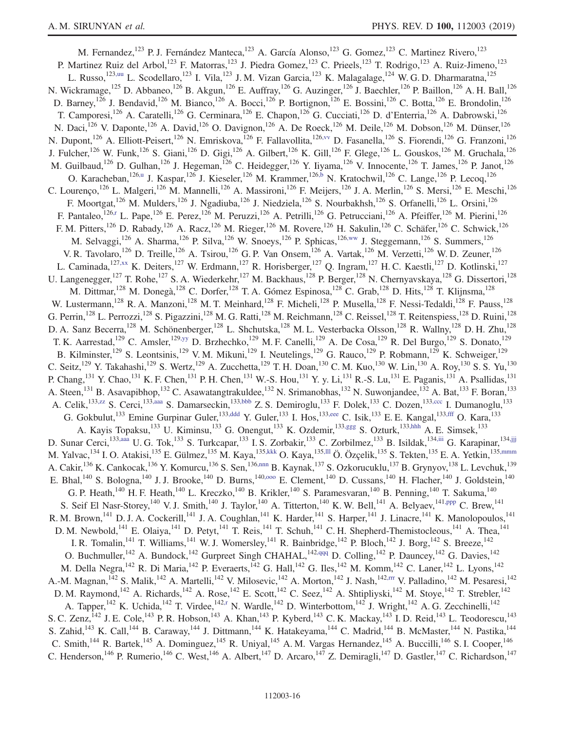M. Fernandez,[123] P. J. Fernández Manteca,[123] A. García Alonso,[123] G. Gomez,[123] C. Martinez Rivero,[123] P. Martinez Ruiz del Arbol,[123] F. Matorras,[123] J. Piedra Gomez,[123] C. Prieels,[123] T. Rodrigo,[123] A. Ruiz-Jimeno,[123] L. Russo,[123,uu] L. Scodellaro,[123] I. Vila,[123] J. M. Vizan Garcia,[123] K. Malagalage,[124] W. G. D. Dharmaratna,[125] N. Wickramage,[125] D. Abbaneo,[126] B. Akgun,[126] E. Auffray,[126] G. Auzinger,[126] J. Baechler,[126] P. Baillon,[126] A. H. Ball,[126] D. Barney,[126] J. Bendavid,[126] M. Bianco,[126] A. Bocci,[126] P. Bortignon,[126] E. Bossini,[126] C. Botta,[126] E. Brondolin,[126] T. Camporesi,[126] A. Caratelli,[126] G. Cerminara,[126] E. Chapon,[126] G. Cucciati,[126] D. d'Enterria,[126] A. Dabrowski,[126] N. Daci,[126] V. Daponte,[126] A. David,[126] O. Davignon,[126] A. De Roeck,[126] M. Deile,[126] M. Dobson,[126] M. Dünser,[126] N. Dupont,[126] A. Elliott-Peisert,[126] N. Emriskova,[126] F. Fallavollita,[126,vv] D. Fasanella,[126] S. Fiorendi,[126] G. Franzoni,[126] J. Fulcher,[126] W. Funk,[126] S. Giani,[126] D. Gigi,[126] A. Gilbert,[126] K. Gill,[126] F. Glege,[126] L. Gouskos,[126] M. Gruchala,[126] M. Guilbaud,[126] D. Gulhan,[126] J. Hegeman,[126] C. Heidegger,[126] Y. Iiyama,[126] V. Innocente,[126] T. James,[126] P. Janot,[126] O. Karacheban,[126,u] J. Kaspar,[126] J. Kieseler,[126] M. Krammer,[126,b] N. Kratochwil,[126] C. Lange,[126] P. Lecoq,[126] C. Lourenço,[126] L. Malgeri,[126] M. Mannelli,[126] A. Massironi,[126] F. Meijers,[126] J. A. Merlin,[126] S. Mersi,[126] E. Meschi,[126] F. Moortgat,[126] M. Mulders,[126] J. Ngadiuba,[126] J. Niedziela,[126] S. Nourbakhsh,[126] S. Orfanelli,[126] L. Orsini,[126] F. Pantaleo,[126,r] L. Pape,[126] E. Perez,[126] M. Peruzzi,[126] A. Petrilli,[126] G. Petrucciani,[126] A. Pfeiffer,[126] M. Pierini,[126] F. M. Pitters,[126] D. Rabady,[126] A. Racz,[126] M. Rieger,[126] M. Rovere,[126] H. Sakulin,[126] C. Schäfer,[126] C. Schwick,[126] M. Selvaggi,[126] A. Sharma,[126] P. Silva,[126] W. Snoeys,[126] P. Sphicas,[126,ww] J. Steggemann,[126] S. Summers,[126] V. R. Tavolaro,[126] D. Treille,[126] A. Tsirou,[126] G. P. Van Onsem,[126] A. Vartak,[126] M. Verzetti,[126] W. D. Zeuner,[126] L. Caminada,[127,xx] K. Deiters,[127] W. Erdmann,[127] R. Horisberger,[127] Q. Ingram,[127] H. C. Kaestli,[127] D. Kotlinski,[127] U. Langenegger,[127] T. Rohe,[127] S. A. Wiederkehr,[127] M. Backhaus,[128] P. Berger,[128] N. Chernyavskaya,[128] G. Dissertori,[128] M. Dittmar,[128] M. Donegà,[128] C. Dorfer,[128] T. A. Gómez Espinosa,[128] C. Grab,[128] D. Hits,[128] T. Klijnsma,[128] W. Lustermann,[128] R. A. Manzoni,[128] M. T. Meinhard,[128] F. Micheli,[128] P. Musella,[128] F. Nessi-Tedaldi,[128] F. Pauss,[128] G. Perrin,[128] L. Perrozzi,[128] S. Pigazzini,[128] M. G. Ratti,[128] M. Reichmann,[128] C. Reissel,[128] T. Reitenspiess,[128] D. Ruini,[128] D. A. Sanz Becerra,[128] M. Schönenberger,[128] L. Shchutska,[128] M. L. Vesterbacka Olsson,[128] R. Wallny,[128] D. H. Zhu,[128] T. K. Aarrestad,[129] C. Amsler,[129,yy] D. Brzhechko,[129] M. F. Canelli,[129] A. De Cosa,[129] R. Del Burgo,[129] S. Donato,[129] B. Kilminster,[129] S. Leontsinis,[129] V. M. Mikuni,[129] I. Neutelings,[129] G. Rauco,[129] P. Robmann,[129] K. Schweiger,[129] C. Seitz,[129] Y. Takahashi,[129] S. Wertz,[129] A. Zucchetta,[129] T. H. Doan,[130] C. M. Kuo,[130] W. Lin,[130] A. Roy,[130] S. S. Yu,[130] P. Chang,[131] Y. Chao,[131] K. F. Chen,[131] P. H. Chen,[131] W.-S. Hou,[131] Y. y. Li,[131] R.-S. Lu,[131] E. Paganis,[131] A. Psallidas,[131] A. Steen,[131] B. Asavapibhop,[132] C. Asawatangtrakuldee,[132] N. Srimanobhas,[132] N. Suwonjandee,[132] A. Bat,[133] F. Boran,[133] A. Celik,[133,zz] S. Cerci,[133,aaa] S. Damarseckin,[133,bbb] Z. S. Demiroglu,[133] F. Dolek,[133] C. Dozen,[133,ccc] I. Dumanoglu,[133] G. Gokbulut,[133] Emine Gurpinar Guler,[133,ddd] Y. Guler,[133] I. Hos,[133,eee] C. Isik,[133] E. E. Kangal,[133,fff] O. Kara,[133] A. Kayis Topaksu,[133] U. Kiminsu,[133] G. Onengut,[133] K. Ozdemir,[133,ggg] S. Ozturk,[133,hhh] A. E. Simsek,[133] D. Sunar Cerci,[133,aaa] U. G. Tok,[133] S. Turkcapar,[133] I. S. Zorbakir,[133] C. Zorbilmez,[133] B. Isildak,[134,iii] G. Karapinar,[134,jjj] M. Yalvac,[134] I. O. Atakisi,[135] E. Gülmez,[135] M. Kaya,[135,kkk] O. Kaya,[135,lll] Ö. Özçelik,[135] S. Tekten,[135] E. A. Yetkin,[135,mmm] A. Cakir,[136] K. Cankocak,[136] Y. Komurcu,[136] S. Sen,[136,nnn] B. Kaynak,[137] S. Ozkorucuklu,[137] B. Grynyov,[138] L. Levchuk,[139] E. Bhal,[140] S. Bologna,[140] J. J. Brooke,[140] D. Burns,[140,ooo] E. Clement,[140] D. Cussans,[140] H. Flacher,[140] J. Goldstein,[140] G. P. Heath,[140] H. F. Heath,[140] L. Kreczko,[140] B. Krikler,[140] S. Paramesvaran,[140] B. Penning,[140] T. Sakuma,[140] S. Seif El Nasr-Storey,[140] V. J. Smith,[140] J. Taylor,[140] A. Titterton,[140] K. W. Bell,[141] A. Belyaev,[141,ppp] C. Brew,[141] R. M. Brown,[141] D. J. A. Cockerill,[141] J. A. Coughlan,[141] K. Harder,[141] S. Harper,[141] J. Linacre,[141] K. Manolopoulos,[141] D. M. Newbold,[141] E. Olaiya,[141] D. Petyt,[141] T. Reis,[141] T. Schuh,[141] C. H. Shepherd-Themistocleous,[141] A. Thea,[141] I. R. Tomalin,[141] T. Williams,[141] W. J. Womersley,[141] R. Bainbridge,[142] P. Bloch,[142] J. Borg,[142] S. Breeze,[142] O. Buchmuller,[142] A. Bundock,[142] Gurpreet Singh CHAHAL,[142,qqq] D. Colling,[142] P. Dauncey,[142] G. Davies,[142] M. Della Negra,[142] R. Di Maria,[142] P. Everaerts,[142] G. Hall,[142] G. Iles,[142] M. Komm,[142] C. Laner,[142] L. Lyons,[142] A.-M. Magnan,[142] S. Malik,[142] A. Martelli,[142] V. Milosevic,[142] A. Morton,[142] J. Nash,[142,rrr] V. Palladino,[142] M. Pesaresi,[142] D. M. Raymond,[142] A. Richards,[142] A. Rose,[142] E. Scott,[142] C. Seez,[142] A. Shtipliyski,[142] M. Stoye,[142] T. Strebler,[142] A. Tapper,[142] K. Uchida,[142] T. Virdee,[142,r] N. Wardle,[142] D. Winterbottom,[142] J. Wright,[142] A. G. Zecchinelli,[142] S. C. Zenz,[142] J. E. Cole,[143] P. R. Hobson,[143] A. Khan,[143] P. Kyberd,[143] C. K. Mackay,[143] I. D. Reid,[143] L. Teodorescu,[143] S. Zahid,[143] K. Call,[144] B. Caraway,[144] J. Dittmann,[144] K. Hatakeyama,[144] C. Madrid,[144] B. McMaster,[144] N. Pastika,[144] C. Smith,[144] R. Bartek,[145] A. Dominguez,[145] R. Uniyal,[145] A. M. Vargas Hernandez,[145] A. Buccilli,[146] S. I. Cooper,[146] C. Henderson,[146] P. Rumerio,[146] C. West,[146] A. Albert,[147] D. Arcaro,[147] Z. Demiragli,[147] D. Gastler,[147] C. Richardson,[147]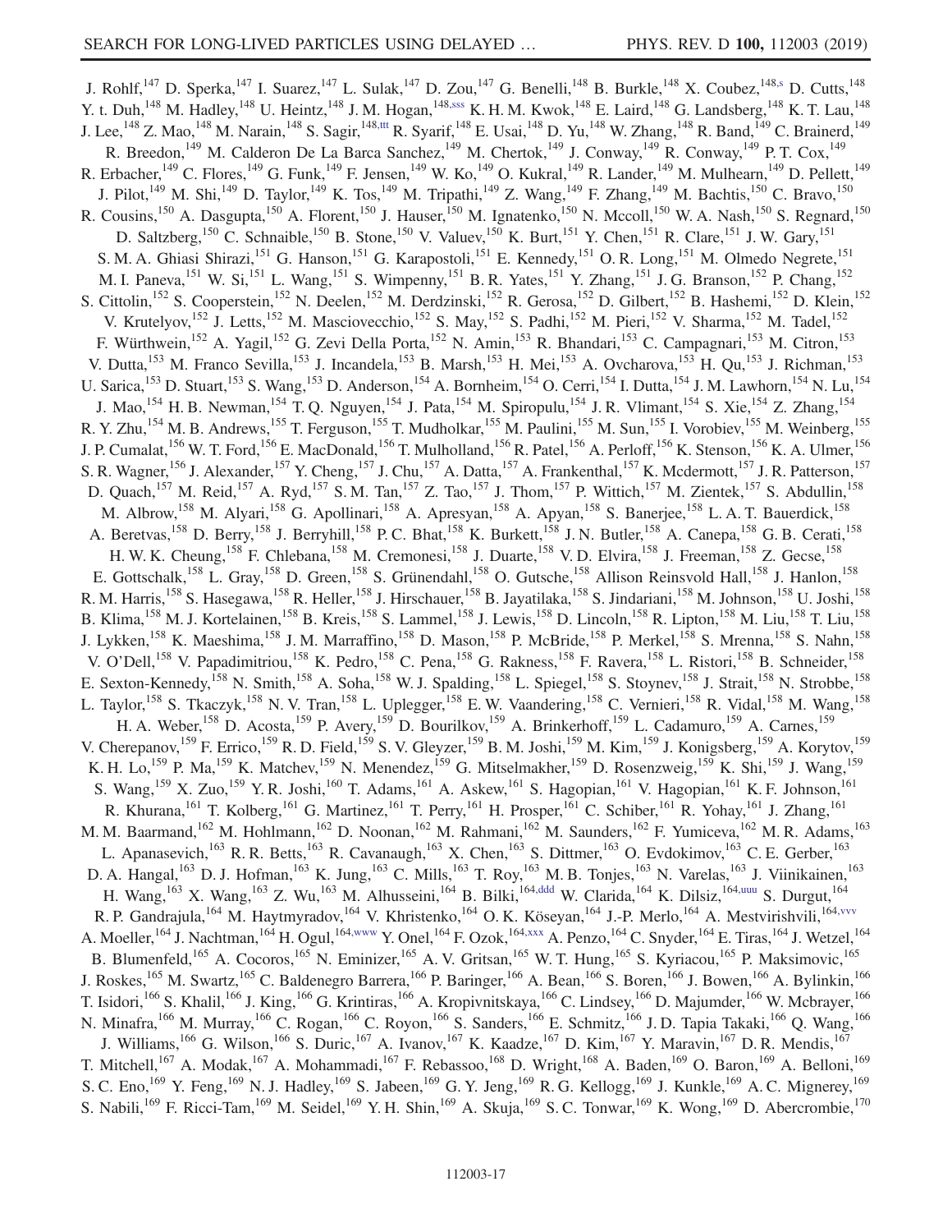J. Rohlf,[147] D. Sperka,[147] I. Suarez,[147] L. Sulak,[147] D. Zou,[147] G. Benelli,[148] B. Burkle,[148] X. Coubez,[148,s] D. Cutts,[148] Y. t. Duh,[148] M. Hadley,[148] U. Heintz,[148] J. M. Hogan,[148,sss] K. H. M. Kwok,[148] E. Laird,[148] G. Landsberg,[148] K. T. Lau,[148] J. Lee,[148] Z. Mao,[148] M. Narain,[148] S. Sagir,[148,ttt] R. Syarif,[148] E. Usai,[148] D. Yu,[148] W. Zhang,[148] R. Band,[149] C. Brainerd,[149] R. Breedon,[149] M. Calderon De La Barca Sanchez,[149] M. Chertok,[149] J. Conway,[149] R. Conway,[149] P. T. Cox,[149] R. Erbacher,[149] C. Flores,[149] G. Funk,[149] F. Jensen,[149] W. Ko,[149] O. Kukral,[149] R. Lander,[149] M. Mulhearn,[149] D. Pellett,[149] J. Pilot,[149] M. Shi,[149] D. Taylor,[149] K. Tos,[149] M. Tripathi,[149] Z. Wang,[149] F. Zhang,[149] M. Bachtis,[150] C. Bravo,[150] R. Cousins,[150] A. Dasgupta,[150] A. Florent,[150] J. Hauser,[150] M. Ignatenko,[150] N. Mccoll,[150] W. A. Nash,[150] S. Regnard,[150] D. Saltzberg,[150] C. Schnaible,[150] B. Stone,[150] V. Valuev,[150] K. Burt,[151] Y. Chen,[151] R. Clare,[151] J. W. Gary,[151] S. M. A. Ghiasi Shirazi,[151] G. Hanson,[151] G. Karapostoli,[151] E. Kennedy,[151] O. R. Long,[151] M. Olmedo Negrete,[151] M. I. Paneva,[151] W. Si,[151] L. Wang,[151] S. Wimpenny,[151] B. R. Yates,[151] Y. Zhang,[151] J. G. Branson,[152] P. Chang,[152] S. Cittolin,[152] S. Cooperstein,[152] N. Deelen,[152] M. Derdzinski,[152] R. Gerosa,[152] D. Gilbert,[152] B. Hashemi,[152] D. Klein,[152] V. Krutelyov,[152] J. Letts,[152] M. Masciovecchio,[152] S. May,[152] S. Padhi,[152] M. Pieri,[152] V. Sharma,[152] M. Tadel,[152] F. Würthwein,[152] A. Yagil,[152] G. Zevi Della Porta,[152] N. Amin,[153] R. Bhandari,[153] C. Campagnari,[153] M. Citron,[153] V. Dutta,[153] M. Franco Sevilla,[153] J. Incandela,[153] B. Marsh,[153] H. Mei,[153] A. Ovcharova,[153] H. Qu,[153] J. Richman,[153] U. Sarica,[153] D. Stuart,[153] S. Wang,[153] D. Anderson,[154] A. Bornheim,[154] O. Cerri,[154] I. Dutta,[154] J. M. Lawhorn,[154] N. Lu,[154] J. Mao,[154] H. B. Newman,[154] T. Q. Nguyen,[154] J. Pata,[154] M. Spiropulu,[154] J. R. Vlimant,[154] S. Xie,[154] Z. Zhang,[154] R. Y. Zhu,[154] M. B. Andrews,[155] T. Ferguson,[155] T. Mudholkar,[155] M. Paulini,[155] M. Sun,[155] I. Vorobiev,[155] M. Weinberg,[155] J. P. Cumalat,[156] W. T. Ford,[156] E. MacDonald,[156] T. Mulholland,[156] R. Patel,[156] A. Perloff,[156] K. Stenson,[156] K. A. Ulmer,[156] S. R. Wagner,[156] J. Alexander,[157] Y. Cheng,[157] J. Chu,[157] A. Datta,[157] A. Frankenthal,[157] K. Mcdermott,[157] J. R. Patterson,[157] D. Quach,[157] M. Reid,[157] A. Ryd,[157] S. M. Tan,[157] Z. Tao,[157] J. Thom,[157] P. Wittich,[157] M. Zientek,[157] S. Abdullin,[158] M. Albrow,[158] M. Alyari,[158] G. Apollinari,[158] A. Apresyan,[158] A. Apyan,[158] S. Banerjee,[158] L. A. T. Bauerdick,[158] A. Beretvas,[158] D. Berry,[158] J. Berryhill,[158] P. C. Bhat,[158] K. Burkett,[158] J. N. Butler,[158] A. Canepa,[158] G. B. Cerati,[158] H. W. K. Cheung,[158] F. Chlebana,[158] M. Cremonesi,[158] J. Duarte,[158] V. D. Elvira,[158] J. Freeman,[158] Z. Gecse,[158] E. Gottschalk,[158] L. Gray,[158] D. Green,[158] S. Grünendahl,[158] O. Gutsche,[158] Allison Reinsvold Hall,[158] J. Hanlon,[158] R. M. Harris,[158] S. Hasegawa,[158] R. Heller,[158] J. Hirschauer,[158] B. Jayatilaka,[158] S. Jindariani,[158] M. Johnson,[158] U. Joshi,[158] B. Klima,[158] M. J. Kortelainen,[158] B. Kreis,[158] S. Lammel,[158] J. Lewis,[158] D. Lincoln,[158] R. Lipton,[158] M. Liu,[158] T. Liu,[158] J. Lykken,[158] K. Maeshima,[158] J. M. Marraffino,[158] D. Mason,[158] P. McBride,[158] P. Merkel,[158] S. Mrenna,[158] S. Nahn,[158] V. O'Dell,[158] V. Papadimitriou,[158] K. Pedro,[158] C. Pena,[158] G. Rakness,[158] F. Ravera,[158] L. Ristori,[158] B. Schneider,[158] E. Sexton-Kennedy,[158] N. Smith,[158] A. Soha,[158] W. J. Spalding,[158] L. Spiegel,[158] S. Stoynev,[158] J. Strait,[158] N. Strobbe,[158] L. Taylor,[158] S. Tkaczyk,[158] N. V. Tran,[158] L. Uplegger,[158] E. W. Vaandering,[158] C. Vernieri,[158] R. Vidal,[158] M. Wang,[158] H. A. Weber,[158] D. Acosta,[159] P. Avery,[159] D. Bourilkov,[159] A. Brinkerhoff,[159] L. Cadamuro,[159] A. Carnes,[159] V. Cherepanov,[159] F. Errico,[159] R. D. Field,[159] S. V. Gleyzer,[159] B. M. Joshi,[159] M. Kim,[159] J. Konigsberg,[159] A. Korytov,[159] K. H. Lo,[159] P. Ma,[159] K. Matchev,[159] N. Menendez,[159] G. Mitselmakher,[159] D. Rosenzweig,[159] K. Shi,[159] J. Wang,[159] S. Wang,[159] X. Zuo,[159] Y. R. Joshi,[160] T. Adams,[161] A. Askew,[161] S. Hagopian,[161] V. Hagopian,[161] K. F. Johnson,[161] R. Khurana,[161] T. Kolberg,[161] G. Martinez,[161] T. Perry,[161] H. Prosper,[161] C. Schiber,[161] R. Yohay,[161] J. Zhang,[161] M. M. Baarmand,[162] M. Hohlmann,[162] D. Noonan,[162] M. Rahmani,[162] M. Saunders,[162] F. Yumiceva,[162] M. R. Adams,[163] L. Apanasevich,[163] R. R. Betts,[163] R. Cavanaugh,[163] X. Chen,[163] S. Dittmer,[163] O. Evdokimov,[163] C. E. Gerber,[163] D. A. Hangal,[163] D. J. Hofman,[163] K. Jung,[163] C. Mills,[163] T. Roy,[163] M. B. Tonjes,[163] N. Varelas,[163] J. Viinikainen,[163] H. Wang,[163] X. Wang,[163] Z. Wu,[163] M. Alhusseini,[164] B. Bilki,[164,ddd] W. Clarida,[164] K. Dilsiz,[164,uuu] S. Durgut,[164] R. P. Gandrajula,[164] M. Haytmyradov,[164] V. Khristenko,[164] O. K. Köseyan,[164] J.-P. Merlo,[164] A. Mestvirishvili,[164,vvv] A. Moeller,[164] J. Nachtman,[164] H. Ogul,[164,www] Y. Onel,[164] F. Ozok,[164,xxx] A. Penzo,[164] C. Snyder,[164] E. Tiras,[164] J. Wetzel,[164] B. Blumenfeld,[165] A. Cocoros,[165] N. Eminizer,[165] A. V. Gritsan,[165] W. T. Hung,[165] S. Kyriacou,[165] P. Maksimovic,[165] J. Roskes,[165] M. Swartz,[165] C. Baldenegro Barrera,[166] P. Baringer,[166] A. Bean,[166] S. Boren,[166] J. Bowen,[166] A. Bylinkin,[166] T. Isidori,[166] S. Khalil,[166] J. King,[166] G. Krintiras,[166] A. Kropivnitskaya,[166] C. Lindsey,[166] D. Majumder,[166] W. Mcbrayer,[166] N. Minafra,[166] M. Murray,[166] C. Rogan,[166] C. Royon,[166] S. Sanders,[166] E. Schmitz,[166] J. D. Tapia Takaki,[166] Q. Wang,[166] J. Williams,[166] G. Wilson,[166] S. Duric,[167] A. Ivanov,[167] K. Kaadze,[167] D. Kim,[167] Y. Maravin,[167] D. R. Mendis,[167] T. Mitchell,[167] A. Modak,[167] A. Mohammadi,[167] F. Rebassoo,[168] D. Wright,[168] A. Baden,[169] O. Baron,[169] A. Belloni,[169] S. C. Eno,[169] Y. Feng,[169] N. J. Hadley,[169] S. Jabeen,[169] G. Y. Jeng,[169] R. G. Kellogg,[169] J. Kunkle,[169] A. C. Mignerey,[169] S. Nabili,[169] F. Ricci-Tam,[169] M. Seidel,[169] Y. H. Shin,[169] A. Skuja,[169] S. C. Tonwar,[169] K. Wong,[169] D. Abercrombie,[170]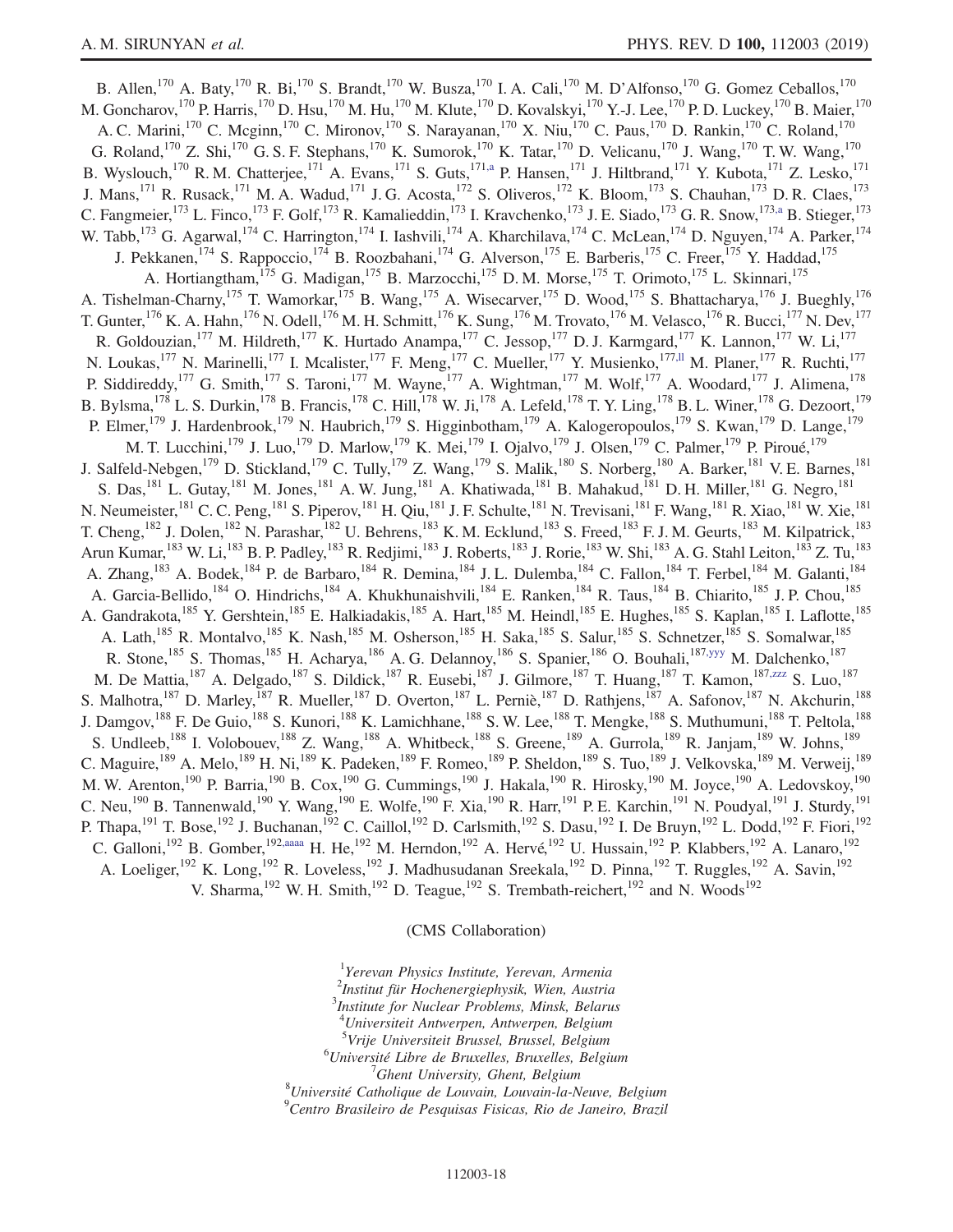B. Allen,[170] A. Baty,[170] R. Bi,[170] S. Brandt,[170] W. Busza,[170] I. A. Cali,[170] M. D'Alfonso,[170] G. Gomez Ceballos,[170] M. Goncharov,[170] P. Harris,[170] D. Hsu,[170] M. Hu,[170] M. Klute,[170] D. Kovalskyi,[170] Y.-J. Lee,[170] P. D. Luckey,[170] B. Maier,[170] A. C. Marini,[170] C. Mcginn,[170] C. Mironov,[170] S. Narayanan,[170] X. Niu,[170] C. Paus,[170] D. Rankin,[170] C. Roland,[170] G. Roland,[170] Z. Shi,[170] G. S. F. Stephans,[170] K. Sumorok,[170] K. Tatar,[170] D. Velicanu,[170] J. Wang,[170] T. W. Wang,[170] B. Wyslouch,[170] R. M. Chatterjee,[171] A. Evans,[171] S. Guts,[171,a] P. Hansen,[171] J. Hiltbrand,[171] Y. Kubota,[171] Z. Lesko,[171] J. Mans,[171] R. Rusack,[171] M. A. Wadud,[171] J. G. Acosta,[172] S. Oliveros,[172] K. Bloom,[173] S. Chauhan,[173] D. R. Claes,[173] C. Fangmeier,[173] L. Finco,[173] F. Golf,[173] R. Kamalieddin,[173] I. Kravchenko,[173] J. E. Siado,[173] G. R. Snow,[173,a] B. Stieger,[173] W. Tabb,[173] G. Agarwal,[174] C. Harrington,[174] I. Iashvili,[174] A. Kharchilava,[174] C. McLean,[174] D. Nguyen,[174] A. Parker,[174] J. Pekkanen,[174] S. Rappoccio,[174] B. Roozbahani,[174] G. Alverson,[175] E. Barberis,[175] C. Freer,[175] Y. Haddad,[175] A. Hortiangtham,[175] G. Madigan,[175] B. Marzocchi,[175] D. M. Morse,[175] T. Orimoto,[175] L. Skinnari,[175] A. Tishelman-Charny,[175] T. Wamorkar,[175] B. Wang,[175] A. Wisecarver,[175] D. Wood,[175] S. Bhattacharya,[176] J. Bueghly,[176] T. Gunter,[176] K. A. Hahn,[176] N. Odell,[176] M. H. Schmitt,[176] K. Sung,[176] M. Trovato,[176] M. Velasco,[176] R. Bucci,[177] N. Dev,[177] R. Goldouzian,[177] M. Hildreth,[177] K. Hurtado Anampa,[177] C. Jessop,[177] D. J. Karmgard,[177] K. Lannon,[177] W. Li,[177] N. Loukas,[177] N. Marinelli,[177] I. Mcalister,[177] F. Meng,[177] C. Mueller,[177] Y. Musienko,[177,ll] M. Planer,[177] R. Ruchti,[177] P. Siddireddy,[177] G. Smith,[177] S. Taroni,[177] M. Wayne,[177] A. Wightman,[177] M. Wolf,[177] A. Woodard,[177] J. Alimena,[178] B. Bylsma,[178] L. S. Durkin,[178] B. Francis,[178] C. Hill,[178] W. Ji,[178] A. Lefeld,[178] T. Y. Ling,[178] B. L. Winer,[178] G. Dezoort,[179] P. Elmer,[179] J. Hardenbrook,[179] N. Haubrich,[179] S. Higginbotham,[179] A. Kalogeropoulos,[179] S. Kwan,[179] D. Lange,[179] M. T. Lucchini,[179] J. Luo,[179] D. Marlow,[179] K. Mei,[179] I. Ojalvo,[179] J. Olsen,[179] C. Palmer,[179] P. Piroué,[179] J. Salfeld-Nebgen,[179] D. Stickland,[179] C. Tully,[179] Z. Wang,[179] S. Malik,[180] S. Norberg,[180] A. Barker,[181] V. E. Barnes,[181] S. Das,[181] L. Gutay,[181] M. Jones,[181] A. W. Jung,[181] A. Khatiwada,[181] B. Mahakud,[181] D. H. Miller,[181] G. Negro,[181] N. Neumeister,[181] C. C. Peng,[181] S. Piperov,[181] H. Qiu,[181] J. F. Schulte,[181] N. Trevisani,[181] F. Wang,[181] R. Xiao,[181] W. Xie,[181] T. Cheng,[182] J. Dolen,[182] N. Parashar,[182] U. Behrens,[183] K. M. Ecklund,[183] S. Freed,[183] F. J. M. Geurts,[183] M. Kilpatrick,[183] Arun Kumar,[183] W. Li,[183] B. P. Padley,[183] R. Redjimi,[183] J. Roberts,[183] J. Rorie,[183] W. Shi,[183] A. G. Stahl Leiton,[183] Z. Tu,[183] A. Zhang,[183] A. Bodek,[184] P. de Barbaro,[184] R. Demina,[184] J. L. Dulemba,[184] C. Fallon,[184] T. Ferbel,[184] M. Galanti,[184] A. Garcia-Bellido,[184] O. Hindrichs,[184] A. Khukhunaishvili,[184] E. Ranken,[184] R. Taus,[184] B. Chiarito,[185] J. P. Chou,[185] A. Gandrakota,[185] Y. Gershtein,[185] E. Halkiadakis,[185] A. Hart,[185] M. Heindl,[185] E. Hughes,[185] S. Kaplan,[185] I. Laflotte,[185] A. Lath,[185] R. Montalvo,[185] K. Nash,[185] M. Osherson,[185] H. Saka,[185] S. Salur,[185] S. Schnetzer,[185] S. Somalwar,[185] R. Stone,[185] S. Thomas,[185] H. Acharya,[186] A. G. Delannoy,[186] S. Spanier,[186] O. Bouhali,[187,yyy] M. Dalchenko,[187] M. De Mattia,[187] A. Delgado,[187] S. Dildick,[187] R. Eusebi,[187] J. Gilmore,[187] T. Huang,[187] T. Kamon,[187,zzz] S. Luo,[187] S. Malhotra,[187] D. Marley,[187] R. Mueller,[187] D. Overton,[187] L. Perniè,[187] D. Rathjens,[187] A. Safonov,[187] N. Akchurin,[188] J. Damgov,[188] F. De Guio,[188] S. Kunori,[188] K. Lamichhane,[188] S. W. Lee,[188] T. Mengke,[188] S. Muthumuni,[188] T. Peltola,[188] S. Undleeb,[188] I. Volobouev,[188] Z. Wang,[188] A. Whitbeck,[188] S. Greene,[189] A. Gurrola,[189] R. Janjam,[189] W. Johns,[189] C. Maguire,[189] A. Melo,[189] H. Ni,[189] K. Padeken,[189] F. Romeo,[189] P. Sheldon,[189] S. Tuo,[189] J. Velkovska,[189] M. Verweij,[189] M. W. Arenton,[190] P. Barria,[190] B. Cox,[190] G. Cummings,[190] J. Hakala,[190] R. Hirosky,[190] M. Joyce,[190] A. Ledovskoy,[190] C. Neu,[190] B. Tannenwald,[190] Y. Wang,[190] E. Wolfe,[190] F. Xia,[190] R. Harr,[191] P. E. Karchin,[191] N. Poudyal,[191] J. Sturdy,[191] P. Thapa,[191] T. Bose,[192] J. Buchanan,[192] C. Caillol,[192] D. Carlsmith,[192] S. Dasu,[192] I. De Bruyn,[192] L. Dodd,[192] F. Fiori,[192] C. Galloni,[192] B. Gomber,[192,aaaa] H. He,[192] M. Herndon,[192] A. Hervé,[192] U. Hussain,[192] P. Klabbers,[192] A. Lanaro,[192] A. Loeliger,[192] K. Long,[192] R. Loveless,[192] J. Madhusudanan Sreekala,[192] D. Pinna,[192] T. Ruggles,[192] A. Savin,[192] V. Sharma,[192] W. H. Smith,[192] D. Teague,[192] S. Trembath-reichert,[192] and N. Woods[192]

(CMS Collaboration)

[1]*Yerevan Physics Institute, Yerevan, Armenia*
[2]*Institut für Hochenergiephysik, Wien, Austria*
[3]*Institute for Nuclear Problems, Minsk, Belarus*
[4]*Universiteit Antwerpen, Antwerpen, Belgium*
[5]*Vrije Universiteit Brussel, Brussel, Belgium*
[6]*Université Libre de Bruxelles, Bruxelles, Belgium*
[7]*Ghent University, Ghent, Belgium*
[8]*Université Catholique de Louvain, Louvain-la-Neuve, Belgium*
[9]*Centro Brasileiro de Pesquisas Fisicas, Rio de Janeiro, Brazil*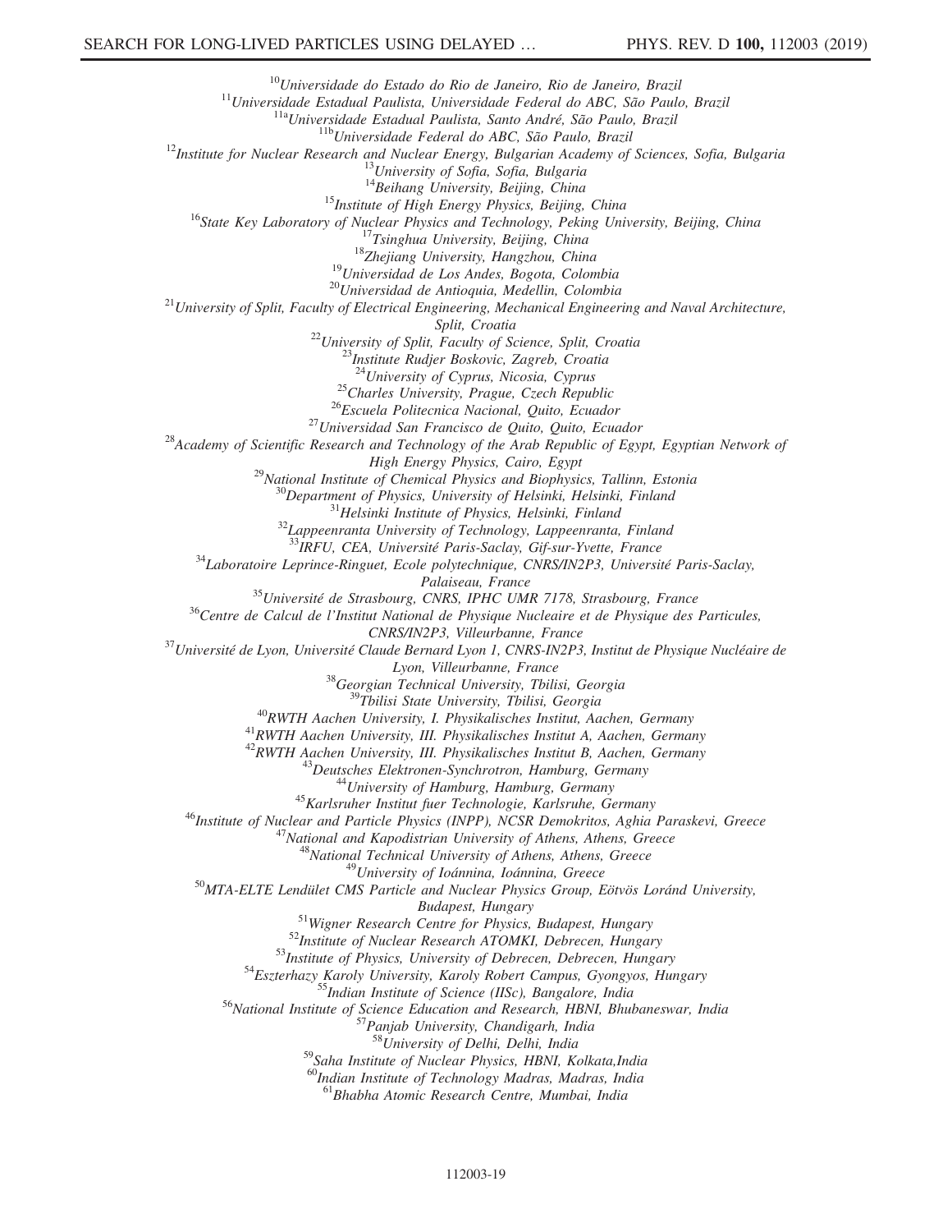[10]Universidade do Estado do Rio de Janeiro, Rio de Janeiro, Brazil
[11]Universidade Estadual Paulista, Universidade Federal do ABC, São Paulo, Brazil
[11a]Universidade Estadual Paulista, Santo André, São Paulo, Brazil
[11b]Universidade Federal do ABC, São Paulo, Brazil
[12]Institute for Nuclear Research and Nuclear Energy, Bulgarian Academy of Sciences, Sofia, Bulgaria
[13]University of Sofia, Sofia, Bulgaria
[14]Beihang University, Beijing, China
[15]Institute of High Energy Physics, Beijing, China
[16]State Key Laboratory of Nuclear Physics and Technology, Peking University, Beijing, China
[17]Tsinghua University, Beijing, China
[18]Zhejiang University, Hangzhou, China
[19]Universidad de Los Andes, Bogota, Colombia
[20]Universidad de Antioquia, Medellin, Colombia
[21]University of Split, Faculty of Electrical Engineering, Mechanical Engineering and Naval Architecture, Split, Croatia
[22]University of Split, Faculty of Science, Split, Croatia
[23]Institute Rudjer Boskovic, Zagreb, Croatia
[24]University of Cyprus, Nicosia, Cyprus
[25]Charles University, Prague, Czech Republic
[26]Escuela Politecnica Nacional, Quito, Ecuador
[27]Universidad San Francisco de Quito, Quito, Ecuador
[28]Academy of Scientific Research and Technology of the Arab Republic of Egypt, Egyptian Network of High Energy Physics, Cairo, Egypt
[29]National Institute of Chemical Physics and Biophysics, Tallinn, Estonia
[30]Department of Physics, University of Helsinki, Helsinki, Finland
[31]Helsinki Institute of Physics, Helsinki, Finland
[32]Lappeenranta University of Technology, Lappeenranta, Finland
[33]IRFU, CEA, Université Paris-Saclay, Gif-sur-Yvette, France
[34]Laboratoire Leprince-Ringuet, Ecole polytechnique, CNRS/IN2P3, Université Paris-Saclay, Palaiseau, France
[35]Université de Strasbourg, CNRS, IPHC UMR 7178, Strasbourg, France
[36]Centre de Calcul de l'Institut National de Physique Nucleaire et de Physique des Particules, CNRS/IN2P3, Villeurbanne, France
[37]Université de Lyon, Université Claude Bernard Lyon 1, CNRS-IN2P3, Institut de Physique Nucléaire de Lyon, Villeurbanne, France
[38]Georgian Technical University, Tbilisi, Georgia
[39]Tbilisi State University, Tbilisi, Georgia
[40]RWTH Aachen University, I. Physikalisches Institut, Aachen, Germany
[41]RWTH Aachen University, III. Physikalisches Institut A, Aachen, Germany
[42]RWTH Aachen University, III. Physikalisches Institut B, Aachen, Germany
[43]Deutsches Elektronen-Synchrotron, Hamburg, Germany
[44]University of Hamburg, Hamburg, Germany
[45]Karlsruher Institut fuer Technologie, Karlsruhe, Germany
[46]Institute of Nuclear and Particle Physics (INPP), NCSR Demokritos, Aghia Paraskevi, Greece
[47]National and Kapodistrian University of Athens, Athens, Greece
[48]National Technical University of Athens, Athens, Greece
[49]University of Ioánnina, Ioánnina, Greece
[50]MTA-ELTE Lendület CMS Particle and Nuclear Physics Group, Eötvös Loránd University, Budapest, Hungary
[51]Wigner Research Centre for Physics, Budapest, Hungary
[52]Institute of Nuclear Research ATOMKI, Debrecen, Hungary
[53]Institute of Physics, University of Debrecen, Debrecen, Hungary
[54]Eszterhazy Karoly University, Karoly Robert Campus, Gyongyos, Hungary
[55]Indian Institute of Science (IISc), Bangalore, India
[56]National Institute of Science Education and Research, HBNI, Bhubaneswar, India
[57]Panjab University, Chandigarh, India
[58]University of Delhi, Delhi, India
[59]Saha Institute of Nuclear Physics, HBNI, Kolkata,India
[60]Indian Institute of Technology Madras, Madras, India
[61]Bhabha Atomic Research Centre, Mumbai, India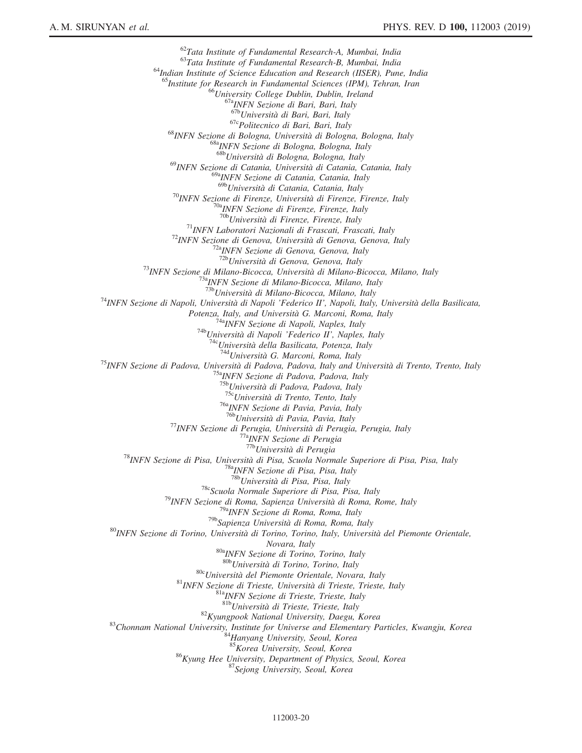[62]*Tata Institute of Fundamental Research-A, Mumbai, India*
[63]*Tata Institute of Fundamental Research-B, Mumbai, India*
[64]*Indian Institute of Science Education and Research (IISER), Pune, India*
[65]*Institute for Research in Fundamental Sciences (IPM), Tehran, Iran*
[66]*University College Dublin, Dublin, Ireland*
[67a]*INFN Sezione di Bari, Bari, Italy*
[67b]*Università di Bari, Bari, Italy*
[67c]*Politecnico di Bari, Bari, Italy*
[68]*INFN Sezione di Bologna, Università di Bologna, Bologna, Italy*
[68a]*INFN Sezione di Bologna, Bologna, Italy*
[68b]*Università di Bologna, Bologna, Italy*
[69]*INFN Sezione di Catania, Università di Catania, Catania, Italy*
[69a]*INFN Sezione di Catania, Catania, Italy*
[69b]*Università di Catania, Catania, Italy*
[70]*INFN Sezione di Firenze, Università di Firenze, Firenze, Italy*
[70a]*INFN Sezione di Firenze, Firenze, Italy*
[70b]*Università di Firenze, Firenze, Italy*
[71]*INFN Laboratori Nazionali di Frascati, Frascati, Italy*
[72]*INFN Sezione di Genova, Università di Genova, Genova, Italy*
[72a]*INFN Sezione di Genova, Genova, Italy*
[72b]*Università di Genova, Genova, Italy*
[73]*INFN Sezione di Milano-Bicocca, Università di Milano-Bicocca, Milano, Italy*
[73a]*INFN Sezione di Milano-Bicocca, Milano, Italy*
[73b]*Università di Milano-Bicocca, Milano, Italy*
[74]*INFN Sezione di Napoli, Università di Napoli 'Federico II', Napoli, Italy, Università della Basilicata, Potenza, Italy, and Università G. Marconi, Roma, Italy*
[74a]*INFN Sezione di Napoli, Naples, Italy*
[74b]*Università di Napoli 'Federico II', Naples, Italy*
[74c]*Università della Basilicata, Potenza, Italy*
[74d]*Università G. Marconi, Roma, Italy*
[75]*INFN Sezione di Padova, Università di Padova, Padova, Italy and Università di Trento, Trento, Italy*
[75a]*INFN Sezione di Padova, Padova, Italy*
[75b]*Università di Padova, Padova, Italy*
[75c]*Università di Trento, Tento, Italy*
[76a]*INFN Sezione di Pavia, Pavia, Italy*
[76b]*Università di Pavia, Pavia, Italy*
[77]*INFN Sezione di Perugia, Università di Perugia, Perugia, Italy*
[77a]*INFN Sezione di Perugia*
[77b]*Università di Perugia*
[78]*INFN Sezione di Pisa, Università di Pisa, Scuola Normale Superiore di Pisa, Pisa, Italy*
[78a]*INFN Sezione di Pisa, Pisa, Italy*
[78b]*Università di Pisa, Pisa, Italy*
[78c]*Scuola Normale Superiore di Pisa, Pisa, Italy*
[79]*INFN Sezione di Roma, Sapienza Università di Roma, Rome, Italy*
[79a]*INFN Sezione di Roma, Roma, Italy*
[79b]*Sapienza Università di Roma, Roma, Italy*
[80]*INFN Sezione di Torino, Università di Torino, Torino, Italy, Università del Piemonte Orientale, Novara, Italy*
[80a]*INFN Sezione di Torino, Torino, Italy*
[80b]*Università di Torino, Torino, Italy*
[80c]*Università del Piemonte Orientale, Novara, Italy*
[81]*INFN Sezione di Trieste, Università di Trieste, Trieste, Italy*
[81a]*INFN Sezione di Trieste, Trieste, Italy*
[81b]*Università di Trieste, Trieste, Italy*
[82]*Kyungpook National University, Daegu, Korea*
[83]*Chonnam National University, Institute for Universe and Elementary Particles, Kwangju, Korea*
[84]*Hanyang University, Seoul, Korea*
[85]*Korea University, Seoul, Korea*
[86]*Kyung Hee University, Department of Physics, Seoul, Korea*
[87]*Sejong University, Seoul, Korea*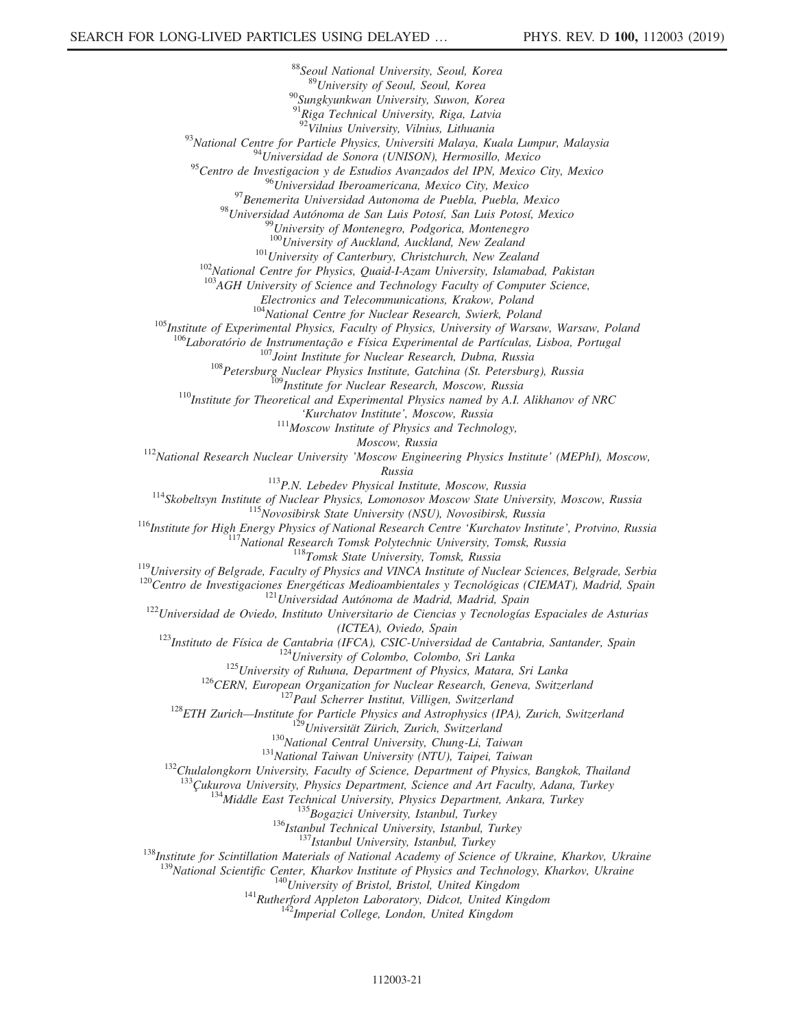[88]Seoul National University, Seoul, Korea
[89]University of Seoul, Seoul, Korea
[90]Sungkyunkwan University, Suwon, Korea
[91]Riga Technical University, Riga, Latvia
[92]Vilnius University, Vilnius, Lithuania
[93]National Centre for Particle Physics, Universiti Malaya, Kuala Lumpur, Malaysia
[94]Universidad de Sonora (UNISON), Hermosillo, Mexico
[95]Centro de Investigacion y de Estudios Avanzados del IPN, Mexico City, Mexico
[96]Universidad Iberoamericana, Mexico City, Mexico
[97]Benemerita Universidad Autonoma de Puebla, Puebla, Mexico
[98]Universidad Autónoma de San Luis Potosí, San Luis Potosí, Mexico
[99]University of Montenegro, Podgorica, Montenegro
[100]University of Auckland, Auckland, New Zealand
[101]University of Canterbury, Christchurch, New Zealand
[102]National Centre for Physics, Quaid-I-Azam University, Islamabad, Pakistan
[103]AGH University of Science and Technology Faculty of Computer Science, Electronics and Telecommunications, Krakow, Poland
[104]National Centre for Nuclear Research, Swierk, Poland
[105]Institute of Experimental Physics, Faculty of Physics, University of Warsaw, Warsaw, Poland
[106]Laboratório de Instrumentação e Física Experimental de Partículas, Lisboa, Portugal
[107]Joint Institute for Nuclear Research, Dubna, Russia
[108]Petersburg Nuclear Physics Institute, Gatchina (St. Petersburg), Russia
[109]Institute for Nuclear Research, Moscow, Russia
[110]Institute for Theoretical and Experimental Physics named by A.I. Alikhanov of NRC 'Kurchatov Institute', Moscow, Russia
[111]Moscow Institute of Physics and Technology, Moscow, Russia
[112]National Research Nuclear University 'Moscow Engineering Physics Institute' (MEPhI), Moscow, Russia
[113]P.N. Lebedev Physical Institute, Moscow, Russia
[114]Skobeltsyn Institute of Nuclear Physics, Lomonosov Moscow State University, Moscow, Russia
[115]Novosibirsk State University (NSU), Novosibirsk, Russia
[116]Institute for High Energy Physics of National Research Centre 'Kurchatov Institute', Protvino, Russia
[117]National Research Tomsk Polytechnic University, Tomsk, Russia
[118]Tomsk State University, Tomsk, Russia
[119]University of Belgrade, Faculty of Physics and VINCA Institute of Nuclear Sciences, Belgrade, Serbia
[120]Centro de Investigaciones Energéticas Medioambientales y Tecnológicas (CIEMAT), Madrid, Spain
[121]Universidad Autónoma de Madrid, Madrid, Spain
[122]Universidad de Oviedo, Instituto Universitario de Ciencias y Tecnologías Espaciales de Asturias (ICTEA), Oviedo, Spain
[123]Instituto de Física de Cantabria (IFCA), CSIC-Universidad de Cantabria, Santander, Spain
[124]University of Colombo, Colombo, Sri Lanka
[125]University of Ruhuna, Department of Physics, Matara, Sri Lanka
[126]CERN, European Organization for Nuclear Research, Geneva, Switzerland
[127]Paul Scherrer Institut, Villigen, Switzerland
[128]ETH Zurich—Institute for Particle Physics and Astrophysics (IPA), Zurich, Switzerland
[129]Universität Zürich, Zurich, Switzerland
[130]National Central University, Chung-Li, Taiwan
[131]National Taiwan University (NTU), Taipei, Taiwan
[132]Chulalongkorn University, Faculty of Science, Department of Physics, Bangkok, Thailand
[133]Çukurova University, Physics Department, Science and Art Faculty, Adana, Turkey
[134]Middle East Technical University, Physics Department, Ankara, Turkey
[135]Bogazici University, Istanbul, Turkey
[136]Istanbul Technical University, Istanbul, Turkey
[137]Istanbul University, Istanbul, Turkey
[138]Institute for Scintillation Materials of National Academy of Science of Ukraine, Kharkov, Ukraine
[139]National Scientific Center, Kharkov Institute of Physics and Technology, Kharkov, Ukraine
[140]University of Bristol, Bristol, United Kingdom
[141]Rutherford Appleton Laboratory, Didcot, United Kingdom
[142]Imperial College, London, United Kingdom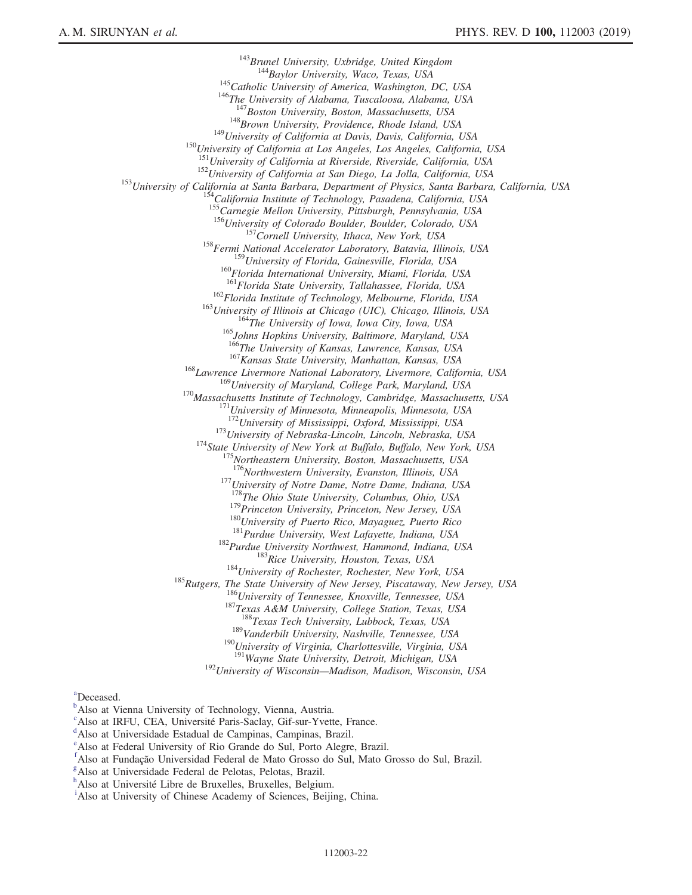[143]*Brunel University, Uxbridge, United Kingdom*
[144]*Baylor University, Waco, Texas, USA*
[145]*Catholic University of America, Washington, DC, USA*
[146]*The University of Alabama, Tuscaloosa, Alabama, USA*
[147]*Boston University, Boston, Massachusetts, USA*
[148]*Brown University, Providence, Rhode Island, USA*
[149]*University of California at Davis, Davis, California, USA*
[150]*University of California at Los Angeles, Los Angeles, California, USA*
[151]*University of California at Riverside, Riverside, California, USA*
[152]*University of California at San Diego, La Jolla, California, USA*
[153]*University of California at Santa Barbara, Department of Physics, Santa Barbara, California, USA*
[154]*California Institute of Technology, Pasadena, California, USA*
[155]*Carnegie Mellon University, Pittsburgh, Pennsylvania, USA*
[156]*University of Colorado Boulder, Boulder, Colorado, USA*
[157]*Cornell University, Ithaca, New York, USA*
[158]*Fermi National Accelerator Laboratory, Batavia, Illinois, USA*
[159]*University of Florida, Gainesville, Florida, USA*
[160]*Florida International University, Miami, Florida, USA*
[161]*Florida State University, Tallahassee, Florida, USA*
[162]*Florida Institute of Technology, Melbourne, Florida, USA*
[163]*University of Illinois at Chicago (UIC), Chicago, Illinois, USA*
[164]*The University of Iowa, Iowa City, Iowa, USA*
[165]*Johns Hopkins University, Baltimore, Maryland, USA*
[166]*The University of Kansas, Lawrence, Kansas, USA*
[167]*Kansas State University, Manhattan, Kansas, USA*
[168]*Lawrence Livermore National Laboratory, Livermore, California, USA*
[169]*University of Maryland, College Park, Maryland, USA*
[170]*Massachusetts Institute of Technology, Cambridge, Massachusetts, USA*
[171]*University of Minnesota, Minneapolis, Minnesota, USA*
[172]*University of Mississippi, Oxford, Mississippi, USA*
[173]*University of Nebraska-Lincoln, Lincoln, Nebraska, USA*
[174]*State University of New York at Buffalo, Buffalo, New York, USA*
[175]*Northeastern University, Boston, Massachusetts, USA*
[176]*Northwestern University, Evanston, Illinois, USA*
[177]*University of Notre Dame, Notre Dame, Indiana, USA*
[178]*The Ohio State University, Columbus, Ohio, USA*
[179]*Princeton University, Princeton, New Jersey, USA*
[180]*University of Puerto Rico, Mayaguez, Puerto Rico*
[181]*Purdue University, West Lafayette, Indiana, USA*
[182]*Purdue University Northwest, Hammond, Indiana, USA*
[183]*Rice University, Houston, Texas, USA*
[184]*University of Rochester, Rochester, New York, USA*
[185]*Rutgers, The State University of New Jersey, Piscataway, New Jersey, USA*
[186]*University of Tennessee, Knoxville, Tennessee, USA*
[187]*Texas A&M University, College Station, Texas, USA*
[188]*Texas Tech University, Lubbock, Texas, USA*
[189]*Vanderbilt University, Nashville, Tennessee, USA*
[190]*University of Virginia, Charlottesville, Virginia, USA*
[191]*Wayne State University, Detroit, Michigan, USA*
[192]*University of Wisconsin—Madison, Madison, Wisconsin, USA*

[a]Deceased.
[b]Also at Vienna University of Technology, Vienna, Austria.
[c]Also at IRFU, CEA, Université Paris-Saclay, Gif-sur-Yvette, France.
[d]Also at Universidade Estadual de Campinas, Campinas, Brazil.
[e]Also at Federal University of Rio Grande do Sul, Porto Alegre, Brazil.
[f]Also at Fundação Universidad Federal de Mato Grosso do Sul, Mato Grosso do Sul, Brazil.
[g]Also at Universidade Federal de Pelotas, Pelotas, Brazil.
[h]Also at Université Libre de Bruxelles, Bruxelles, Belgium.
[i]Also at University of Chinese Academy of Sciences, Beijing, China.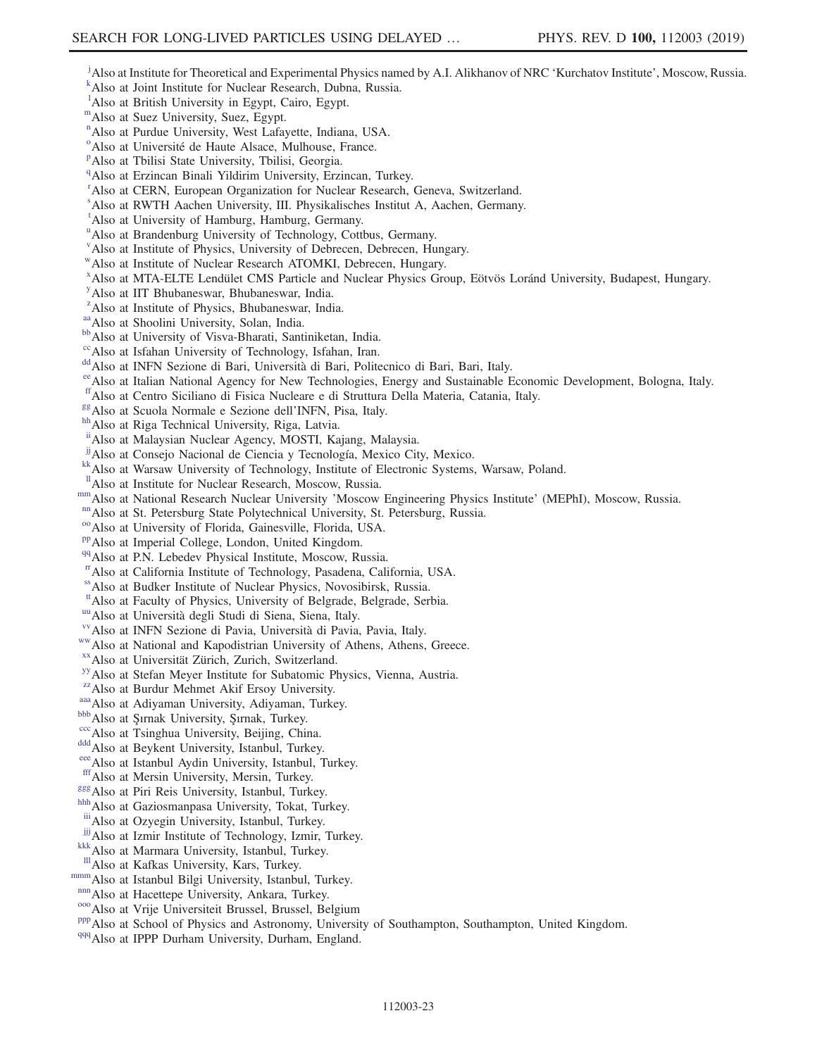[j]Also at Institute for Theoretical and Experimental Physics named by A.I. Alikhanov of NRC 'Kurchatov Institute', Moscow, Russia.
[k]Also at Joint Institute for Nuclear Research, Dubna, Russia.
[l]Also at British University in Egypt, Cairo, Egypt.
[m]Also at Suez University, Suez, Egypt.
[n]Also at Purdue University, West Lafayette, Indiana, USA.
[o]Also at Université de Haute Alsace, Mulhouse, France.
[p]Also at Tbilisi State University, Tbilisi, Georgia.
[q]Also at Erzincan Binali Yildirim University, Erzincan, Turkey.
[r]Also at CERN, European Organization for Nuclear Research, Geneva, Switzerland.
[s]Also at RWTH Aachen University, III. Physikalisches Institut A, Aachen, Germany.
[t]Also at University of Hamburg, Hamburg, Germany.
[u]Also at Brandenburg University of Technology, Cottbus, Germany.
[v]Also at Institute of Physics, University of Debrecen, Debrecen, Hungary.
[w]Also at Institute of Nuclear Research ATOMKI, Debrecen, Hungary.
[x]Also at MTA-ELTE Lendület CMS Particle and Nuclear Physics Group, Eötvös Loránd University, Budapest, Hungary.
[y]Also at IIT Bhubaneswar, Bhubaneswar, India.
[z]Also at Institute of Physics, Bhubaneswar, India.
[aa]Also at Shoolini University, Solan, India.
[bb]Also at University of Visva-Bharati, Santiniketan, India.
[cc]Also at Isfahan University of Technology, Isfahan, Iran.
[dd]Also at INFN Sezione di Bari, Università di Bari, Politecnico di Bari, Bari, Italy.
[ee]Also at Italian National Agency for New Technologies, Energy and Sustainable Economic Development, Bologna, Italy.
[ff]Also at Centro Siciliano di Fisica Nucleare e di Struttura Della Materia, Catania, Italy.
[gg]Also at Scuola Normale e Sezione dell'INFN, Pisa, Italy.
[hh]Also at Riga Technical University, Riga, Latvia.
[ii]Also at Malaysian Nuclear Agency, MOSTI, Kajang, Malaysia.
[jj]Also at Consejo Nacional de Ciencia y Tecnología, Mexico City, Mexico.
[kk]Also at Warsaw University of Technology, Institute of Electronic Systems, Warsaw, Poland.
[ll]Also at Institute for Nuclear Research, Moscow, Russia.
[mm]Also at National Research Nuclear University 'Moscow Engineering Physics Institute' (MEPhI), Moscow, Russia.
[nn]Also at St. Petersburg State Polytechnical University, St. Petersburg, Russia.
[oo]Also at University of Florida, Gainesville, Florida, USA.
[pp]Also at Imperial College, London, United Kingdom.
[qq]Also at P.N. Lebedev Physical Institute, Moscow, Russia.
[rr]Also at California Institute of Technology, Pasadena, California, USA.
[ss]Also at Budker Institute of Nuclear Physics, Novosibirsk, Russia.
[tt]Also at Faculty of Physics, University of Belgrade, Belgrade, Serbia.
[uu]Also at Università degli Studi di Siena, Siena, Italy.
[vv]Also at INFN Sezione di Pavia, Università di Pavia, Pavia, Italy.
[ww]Also at National and Kapodistrian University of Athens, Athens, Greece.
[xx]Also at Universität Zürich, Zurich, Switzerland.
[yy]Also at Stefan Meyer Institute for Subatomic Physics, Vienna, Austria.
[zz]Also at Burdur Mehmet Akif Ersoy University.
[aaa]Also at Adiyaman University, Adiyaman, Turkey.
[bbb]Also at Şırnak University, Şırnak, Turkey.
[ccc]Also at Tsinghua University, Beijing, China.
[ddd]Also at Beykent University, Istanbul, Turkey.
[eee]Also at Istanbul Aydin University, Istanbul, Turkey.
[fff]Also at Mersin University, Mersin, Turkey.
[ggg]Also at Piri Reis University, Istanbul, Turkey.
[hhh]Also at Gaziosmanpasa University, Tokat, Turkey.
[iii]Also at Ozyegin University, Istanbul, Turkey.
[jjj]Also at Izmir Institute of Technology, Izmir, Turkey.
[kkk]Also at Marmara University, Istanbul, Turkey.
[lll]Also at Kafkas University, Kars, Turkey.
[mmm]Also at Istanbul Bilgi University, Istanbul, Turkey.
[nnn]Also at Hacettepe University, Ankara, Turkey.
[ooo]Also at Vrije Universiteit Brussel, Brussel, Belgium
[ppp]Also at School of Physics and Astronomy, University of Southampton, Southampton, United Kingdom.
[qqq]Also at IPPP Durham University, Durham, England.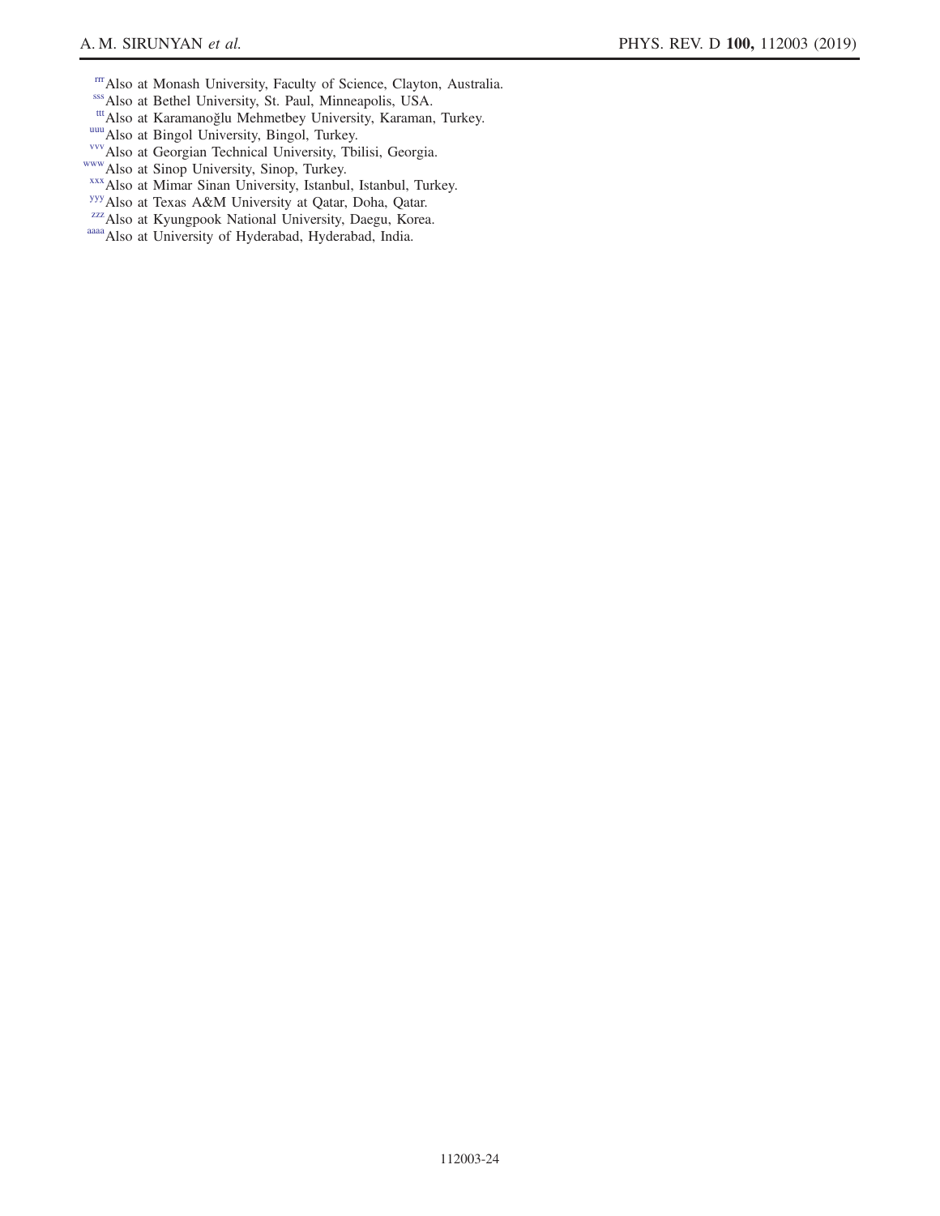[rrr]Also at Monash University, Faculty of Science, Clayton, Australia.
[sss]Also at Bethel University, St. Paul, Minneapolis, USA.
[ttt]Also at Karamanoğlu Mehmetbey University, Karaman, Turkey.
[uuu]Also at Bingol University, Bingol, Turkey.
[vvv]Also at Georgian Technical University, Tbilisi, Georgia.
[www]Also at Sinop University, Sinop, Turkey.
[xxx]Also at Mimar Sinan University, Istanbul, Istanbul, Turkey.
[yyy]Also at Texas A&M University at Qatar, Doha, Qatar.
[zzz]Also at Kyungpook National University, Daegu, Korea.
[aaaa]Also at University of Hyderabad, Hyderabad, India.